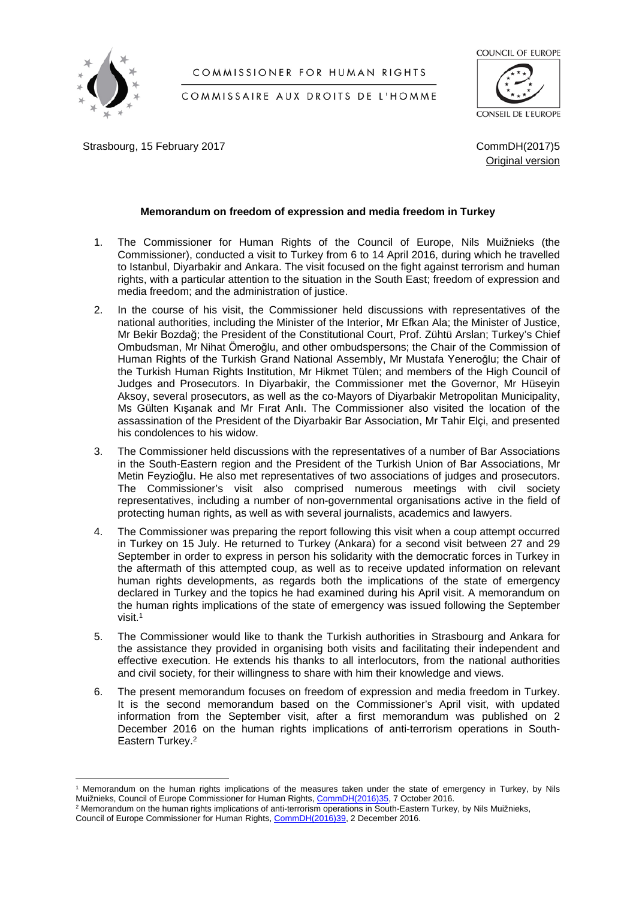COMMISSIONER FOR HUMAN RIGHTS

COMMISSAIRE AUX DROITS DE L'HOMME

COUNCIL OF EUROPE

CONSEIL DE L'EUROPE

Strasbourg, 15 February 2017

CommDH(2017)5

Original version

**Memorandum on freedom of expression and media freedom in Turkey**

1. The Commissioner for Human Rights of the Council of Europe, Nils Muižnieks (the Commissioner), conducted a visit to Turkey from 6 to 14 April 2016, during which he travelled to Istanbul, Diyarbakir and Ankara. The visit focused on the fight against terrorism and human rights, with a particular attention to the situation in the South East; freedom of expression and media freedom; and the administration of justice.

2. In the course of his visit, the Commissioner held discussions with representatives of the national authorities, including the Minister of the Interior, Mr Efkan Ala; the Minister of Justice, Mr Bekir Bozdağ; the President of the Constitutional Court, Prof. Zühtü Arslan; Turkey's Chief Ombudsman, Mr Nihat Ömeroğlu, and other ombudspersons; the Chair of the Commission of Human Rights of the Turkish Grand National Assembly, Mr Mustafa Yeneroğlu; the Chair of the Turkish Human Rights Institution, Mr Hikmet Tülen; and members of the High Council of Judges and Prosecutors. In Diyarbakir, the Commissioner met the Governor, Mr Hüseyin Aksoy, several prosecutors, as well as the co-Mayors of Diyarbakir Metropolitan Municipality, Ms Gülten Kışanak and Mr Fırat Anlı. The Commissioner also visited the location of the assassination of the President of the Diyarbakir Bar Association, Mr Tahir Elçi, and presented his condolences to his widow.

3. The Commissioner held discussions with the representatives of a number of Bar Associations in the South-Eastern region and the President of the Turkish Union of Bar Associations, Mr Metin Feyzioğlu. He also met representatives of two associations of judges and prosecutors. The Commissioner's visit also comprised numerous meetings with civil society representatives, including a number of non-governmental organisations active in the field of protecting human rights, as well as with several journalists, academics and lawyers.

4. The Commissioner was preparing the report following this visit when a coup attempt occurred in Turkey on 15 July. He returned to Turkey (Ankara) for a second visit between 27 and 29 September in order to express in person his solidarity with the democratic forces in Turkey in the aftermath of this attempted coup, as well as to receive updated information on relevant human rights developments, as regards both the implications of the state of emergency declared in Turkey and the topics he had examined during his April visit. A memorandum on the human rights implications of the state of emergency was issued following the September visit.[1]

5. The Commissioner would like to thank the Turkish authorities in Strasbourg and Ankara for the assistance they provided in organising both visits and facilitating their independent and effective execution. He extends his thanks to all interlocutors, from the national authorities and civil society, for their willingness to share with him their knowledge and views.

6. The present memorandum focuses on freedom of expression and media freedom in Turkey. It is the second memorandum based on the Commissioner's April visit, with updated information from the September visit, after a first memorandum was published on 2 December 2016 on the human rights implications of anti-terrorism operations in South-Eastern Turkey.[2]

---

[1] Memorandum on the human rights implications of the measures taken under the state of emergency in Turkey, by Nils Muižnieks, Council of Europe Commissioner for Human Rights, CommDH(2016)35, 7 October 2016.

[2] Memorandum on the human rights implications of anti-terrorism operations in South-Eastern Turkey, by Nils Muižnieks, Council of Europe Commissioner for Human Rights, CommDH(2016)39, 2 December 2016.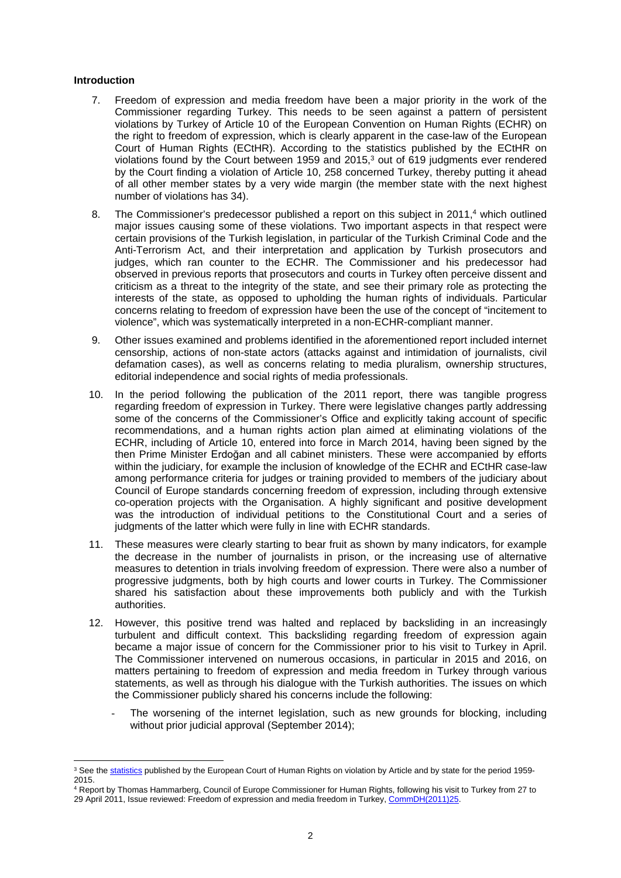**Introduction**

7. Freedom of expression and media freedom have been a major priority in the work of the Commissioner regarding Turkey. This needs to be seen against a pattern of persistent violations by Turkey of Article 10 of the European Convention on Human Rights (ECHR) on the right to freedom of expression, which is clearly apparent in the case-law of the European Court of Human Rights (ECtHR). According to the statistics published by the ECtHR on violations found by the Court between 1959 and 2015,[3] out of 619 judgments ever rendered by the Court finding a violation of Article 10, 258 concerned Turkey, thereby putting it ahead of all other member states by a very wide margin (the member state with the next highest number of violations has 34).

8. The Commissioner's predecessor published a report on this subject in 2011,[4] which outlined major issues causing some of these violations. Two important aspects in that respect were certain provisions of the Turkish legislation, in particular of the Turkish Criminal Code and the Anti-Terrorism Act, and their interpretation and application by Turkish prosecutors and judges, which ran counter to the ECHR. The Commissioner and his predecessor had observed in previous reports that prosecutors and courts in Turkey often perceive dissent and criticism as a threat to the integrity of the state, and see their primary role as protecting the interests of the state, as opposed to upholding the human rights of individuals. Particular concerns relating to freedom of expression have been the use of the concept of "incitement to violence", which was systematically interpreted in a non-ECHR-compliant manner.

9. Other issues examined and problems identified in the aforementioned report included internet censorship, actions of non-state actors (attacks against and intimidation of journalists, civil defamation cases), as well as concerns relating to media pluralism, ownership structures, editorial independence and social rights of media professionals.

10. In the period following the publication of the 2011 report, there was tangible progress regarding freedom of expression in Turkey. There were legislative changes partly addressing some of the concerns of the Commissioner's Office and explicitly taking account of specific recommendations, and a human rights action plan aimed at eliminating violations of the ECHR, including of Article 10, entered into force in March 2014, having been signed by the then Prime Minister Erdoğan and all cabinet ministers. These were accompanied by efforts within the judiciary, for example the inclusion of knowledge of the ECHR and ECtHR case-law among performance criteria for judges or training provided to members of the judiciary about Council of Europe standards concerning freedom of expression, including through extensive co-operation projects with the Organisation. A highly significant and positive development was the introduction of individual petitions to the Constitutional Court and a series of judgments of the latter which were fully in line with ECHR standards.

11. These measures were clearly starting to bear fruit as shown by many indicators, for example the decrease in the number of journalists in prison, or the increasing use of alternative measures to detention in trials involving freedom of expression. There were also a number of progressive judgments, both by high courts and lower courts in Turkey. The Commissioner shared his satisfaction about these improvements both publicly and with the Turkish authorities.

12. However, this positive trend was halted and replaced by backsliding in an increasingly turbulent and difficult context. This backsliding regarding freedom of expression again became a major issue of concern for the Commissioner prior to his visit to Turkey in April. The Commissioner intervened on numerous occasions, in particular in 2015 and 2016, on matters pertaining to freedom of expression and media freedom in Turkey through various statements, as well as through his dialogue with the Turkish authorities. The issues on which the Commissioner publicly shared his concerns include the following:

    - The worsening of the internet legislation, such as new grounds for blocking, including without prior judicial approval (September 2014);

---

[3] See the statistics published by the European Court of Human Rights on violation by Article and by state for the period 1959-2015.

[4] Report by Thomas Hammarberg, Council of Europe Commissioner for Human Rights, following his visit to Turkey from 27 to 29 April 2011, Issue reviewed: Freedom of expression and media freedom in Turkey, CommDH(2011)25.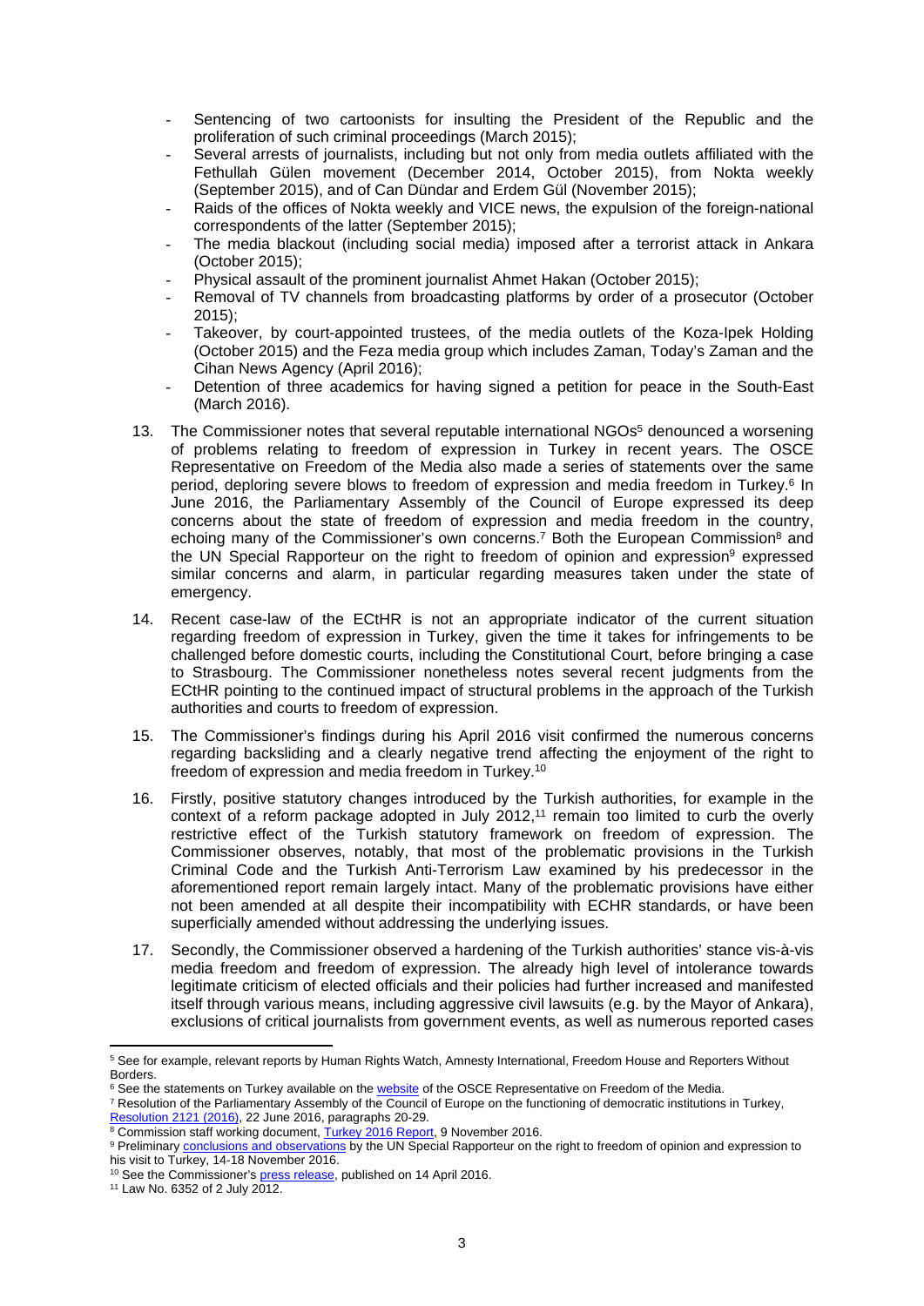- Sentencing of two cartoonists for insulting the President of the Republic and the proliferation of such criminal proceedings (March 2015);
- Several arrests of journalists, including but not only from media outlets affiliated with the Fethullah Gülen movement (December 2014, October 2015), from Nokta weekly (September 2015), and of Can Dündar and Erdem Gül (November 2015);
- Raids of the offices of Nokta weekly and VICE news, the expulsion of the foreign-national correspondents of the latter (September 2015);
- The media blackout (including social media) imposed after a terrorist attack in Ankara (October 2015);
- Physical assault of the prominent journalist Ahmet Hakan (October 2015);
- Removal of TV channels from broadcasting platforms by order of a prosecutor (October 2015);
- Takeover, by court-appointed trustees, of the media outlets of the Koza-Ipek Holding (October 2015) and the Feza media group which includes Zaman, Today's Zaman and the Cihan News Agency (April 2016);
- Detention of three academics for having signed a petition for peace in the South-East (March 2016).

13. The Commissioner notes that several reputable international NGOs[5] denounced a worsening of problems relating to freedom of expression in Turkey in recent years. The OSCE Representative on Freedom of the Media also made a series of statements over the same period, deploring severe blows to freedom of expression and media freedom in Turkey.[6] In June 2016, the Parliamentary Assembly of the Council of Europe expressed its deep concerns about the state of freedom of expression and media freedom in the country, echoing many of the Commissioner's own concerns.[7] Both the European Commission[8] and the UN Special Rapporteur on the right to freedom of opinion and expression[9] expressed similar concerns and alarm, in particular regarding measures taken under the state of emergency.

14. Recent case-law of the ECtHR is not an appropriate indicator of the current situation regarding freedom of expression in Turkey, given the time it takes for infringements to be challenged before domestic courts, including the Constitutional Court, before bringing a case to Strasbourg. The Commissioner nonetheless notes several recent judgments from the ECtHR pointing to the continued impact of structural problems in the approach of the Turkish authorities and courts to freedom of expression.

15. The Commissioner's findings during his April 2016 visit confirmed the numerous concerns regarding backsliding and a clearly negative trend affecting the enjoyment of the right to freedom of expression and media freedom in Turkey.[10]

16. Firstly, positive statutory changes introduced by the Turkish authorities, for example in the context of a reform package adopted in July 2012,[11] remain too limited to curb the overly restrictive effect of the Turkish statutory framework on freedom of expression. The Commissioner observes, notably, that most of the problematic provisions in the Turkish Criminal Code and the Turkish Anti-Terrorism Law examined by his predecessor in the aforementioned report remain largely intact. Many of the problematic provisions have either not been amended at all despite their incompatibility with ECHR standards, or have been superficially amended without addressing the underlying issues.

17. Secondly, the Commissioner observed a hardening of the Turkish authorities' stance vis-à-vis media freedom and freedom of expression. The already high level of intolerance towards legitimate criticism of elected officials and their policies had further increased and manifested itself through various means, including aggressive civil lawsuits (e.g. by the Mayor of Ankara), exclusions of critical journalists from government events, as well as numerous reported cases

---

[5] See for example, relevant reports by Human Rights Watch, Amnesty International, Freedom House and Reporters Without Borders.

[6] See the statements on Turkey available on the website of the OSCE Representative on Freedom of the Media.

[7] Resolution of the Parliamentary Assembly of the Council of Europe on the functioning of democratic institutions in Turkey, Resolution 2121 (2016), 22 June 2016, paragraphs 20-29.

[8] Commission staff working document, Turkey 2016 Report, 9 November 2016.

[9] Preliminary conclusions and observations by the UN Special Rapporteur on the right to freedom of opinion and expression to his visit to Turkey, 14-18 November 2016.

[10] See the Commissioner's press release, published on 14 April 2016.

[11] Law No. 6352 of 2 July 2012.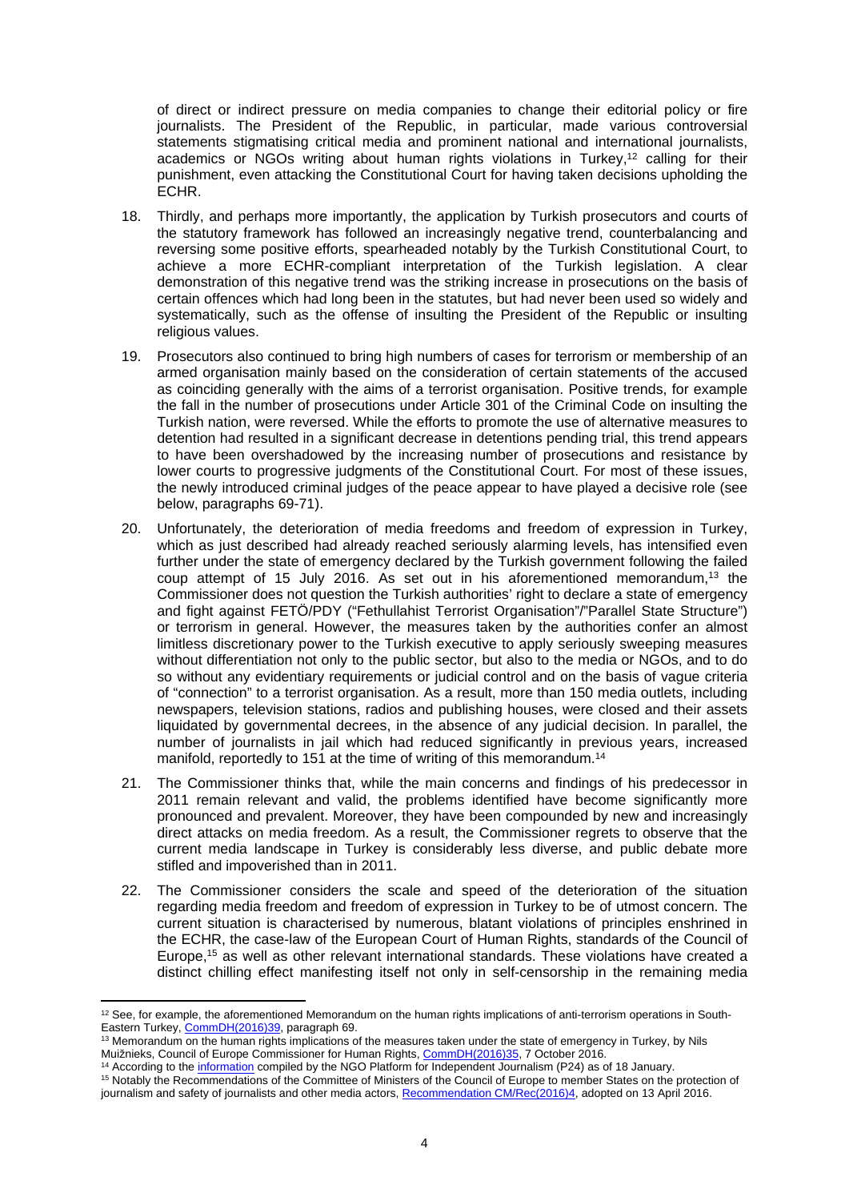of direct or indirect pressure on media companies to change their editorial policy or fire journalists. The President of the Republic, in particular, made various controversial statements stigmatising critical media and prominent national and international journalists, academics or NGOs writing about human rights violations in Turkey,[12] calling for their punishment, even attacking the Constitutional Court for having taken decisions upholding the ECHR.

18. Thirdly, and perhaps more importantly, the application by Turkish prosecutors and courts of the statutory framework has followed an increasingly negative trend, counterbalancing and reversing some positive efforts, spearheaded notably by the Turkish Constitutional Court, to achieve a more ECHR-compliant interpretation of the Turkish legislation. A clear demonstration of this negative trend was the striking increase in prosecutions on the basis of certain offences which had long been in the statutes, but had never been used so widely and systematically, such as the offense of insulting the President of the Republic or insulting religious values.

19. Prosecutors also continued to bring high numbers of cases for terrorism or membership of an armed organisation mainly based on the consideration of certain statements of the accused as coinciding generally with the aims of a terrorist organisation. Positive trends, for example the fall in the number of prosecutions under Article 301 of the Criminal Code on insulting the Turkish nation, were reversed. While the efforts to promote the use of alternative measures to detention had resulted in a significant decrease in detentions pending trial, this trend appears to have been overshadowed by the increasing number of prosecutions and resistance by lower courts to progressive judgments of the Constitutional Court. For most of these issues, the newly introduced criminal judges of the peace appear to have played a decisive role (see below, paragraphs 69-71).

20. Unfortunately, the deterioration of media freedoms and freedom of expression in Turkey, which as just described had already reached seriously alarming levels, has intensified even further under the state of emergency declared by the Turkish government following the failed coup attempt of 15 July 2016. As set out in his aforementioned memorandum,[13] the Commissioner does not question the Turkish authorities' right to declare a state of emergency and fight against FETÖ/PDY ("Fethullahist Terrorist Organisation"/"Parallel State Structure") or terrorism in general. However, the measures taken by the authorities confer an almost limitless discretionary power to the Turkish executive to apply seriously sweeping measures without differentiation not only to the public sector, but also to the media or NGOs, and to do so without any evidentiary requirements or judicial control and on the basis of vague criteria of "connection" to a terrorist organisation. As a result, more than 150 media outlets, including newspapers, television stations, radios and publishing houses, were closed and their assets liquidated by governmental decrees, in the absence of any judicial decision. In parallel, the number of journalists in jail which had reduced significantly in previous years, increased manifold, reportedly to 151 at the time of writing of this memorandum.[14]

21. The Commissioner thinks that, while the main concerns and findings of his predecessor in 2011 remain relevant and valid, the problems identified have become significantly more pronounced and prevalent. Moreover, they have been compounded by new and increasingly direct attacks on media freedom. As a result, the Commissioner regrets to observe that the current media landscape in Turkey is considerably less diverse, and public debate more stifled and impoverished than in 2011.

22. The Commissioner considers the scale and speed of the deterioration of the situation regarding media freedom and freedom of expression in Turkey to be of utmost concern. The current situation is characterised by numerous, blatant violations of principles enshrined in the ECHR, the case-law of the European Court of Human Rights, standards of the Council of Europe,[15] as well as other relevant international standards. These violations have created a distinct chilling effect manifesting itself not only in self-censorship in the remaining media

---

[12] See, for example, the aforementioned Memorandum on the human rights implications of anti-terrorism operations in South-Eastern Turkey, CommDH(2016)39, paragraph 69.

[13] Memorandum on the human rights implications of the measures taken under the state of emergency in Turkey, by Nils Muižnieks, Council of Europe Commissioner for Human Rights, CommDH(2016)35, 7 October 2016.

[14] According to the information compiled by the NGO Platform for Independent Journalism (P24) as of 18 January.

[15] Notably the Recommendations of the Committee of Ministers of the Council of Europe to member States on the protection of journalism and safety of journalists and other media actors, Recommendation CM/Rec(2016)4, adopted on 13 April 2016.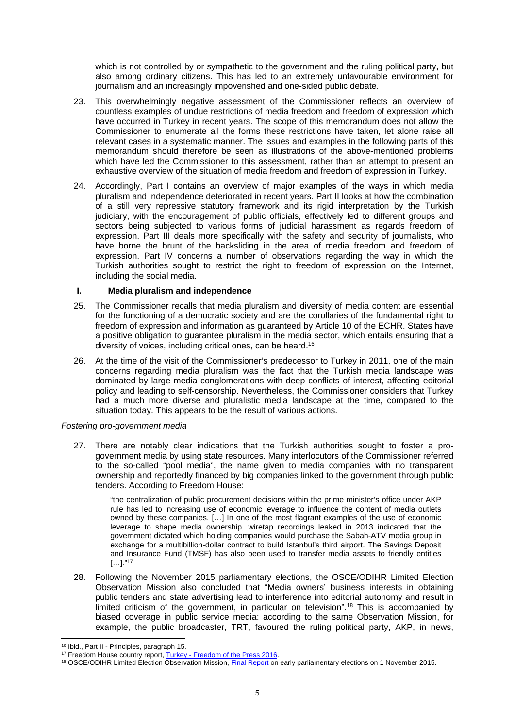which is not controlled by or sympathetic to the government and the ruling political party, but also among ordinary citizens. This has led to an extremely unfavourable environment for journalism and an increasingly impoverished and one-sided public debate.

23. This overwhelmingly negative assessment of the Commissioner reflects an overview of countless examples of undue restrictions of media freedom and freedom of expression which have occurred in Turkey in recent years. The scope of this memorandum does not allow the Commissioner to enumerate all the forms these restrictions have taken, let alone raise all relevant cases in a systematic manner. The issues and examples in the following parts of this memorandum should therefore be seen as illustrations of the above-mentioned problems which have led the Commissioner to this assessment, rather than an attempt to present an exhaustive overview of the situation of media freedom and freedom of expression in Turkey.

24. Accordingly, Part I contains an overview of major examples of the ways in which media pluralism and independence deteriorated in recent years. Part II looks at how the combination of a still very repressive statutory framework and its rigid interpretation by the Turkish judiciary, with the encouragement of public officials, effectively led to different groups and sectors being subjected to various forms of judicial harassment as regards freedom of expression. Part III deals more specifically with the safety and security of journalists, who have borne the brunt of the backsliding in the area of media freedom and freedom of expression. Part IV concerns a number of observations regarding the way in which the Turkish authorities sought to restrict the right to freedom of expression on the Internet, including the social media.

## I. Media pluralism and independence

25. The Commissioner recalls that media pluralism and diversity of media content are essential for the functioning of a democratic society and are the corollaries of the fundamental right to freedom of expression and information as guaranteed by Article 10 of the ECHR. States have a positive obligation to guarantee pluralism in the media sector, which entails ensuring that a diversity of voices, including critical ones, can be heard.[16]

26. At the time of the visit of the Commissioner's predecessor to Turkey in 2011, one of the main concerns regarding media pluralism was the fact that the Turkish media landscape was dominated by large media conglomerations with deep conflicts of interest, affecting editorial policy and leading to self-censorship. Nevertheless, the Commissioner considers that Turkey had a much more diverse and pluralistic media landscape at the time, compared to the situation today. This appears to be the result of various actions.

*Fostering pro-government media*

27. There are notably clear indications that the Turkish authorities sought to foster a pro-government media by using state resources. Many interlocutors of the Commissioner referred to the so-called "pool media", the name given to media companies with no transparent ownership and reportedly financed by big companies linked to the government through public tenders. According to Freedom House:

> "the centralization of public procurement decisions within the prime minister's office under AKP rule has led to increasing use of economic leverage to influence the content of media outlets owned by these companies. […] In one of the most flagrant examples of the use of economic leverage to shape media ownership, wiretap recordings leaked in 2013 indicated that the government dictated which holding companies would purchase the Sabah-ATV media group in exchange for a multibillion-dollar contract to build Istanbul's third airport. The Savings Deposit and Insurance Fund (TMSF) has also been used to transfer media assets to friendly entities […]."[17]

28. Following the November 2015 parliamentary elections, the OSCE/ODIHR Limited Election Observation Mission also concluded that "Media owners' business interests in obtaining public tenders and state advertising lead to interference into editorial autonomy and result in limited criticism of the government, in particular on television".[18] This is accompanied by biased coverage in public service media: according to the same Observation Mission, for example, the public broadcaster, TRT, favoured the ruling political party, AKP, in news,

---

[16] Ibid., Part II - Principles, paragraph 15.

[17] Freedom House country report, Turkey - Freedom of the Press 2016.

[18] OSCE/ODIHR Limited Election Observation Mission, Final Report on early parliamentary elections on 1 November 2015.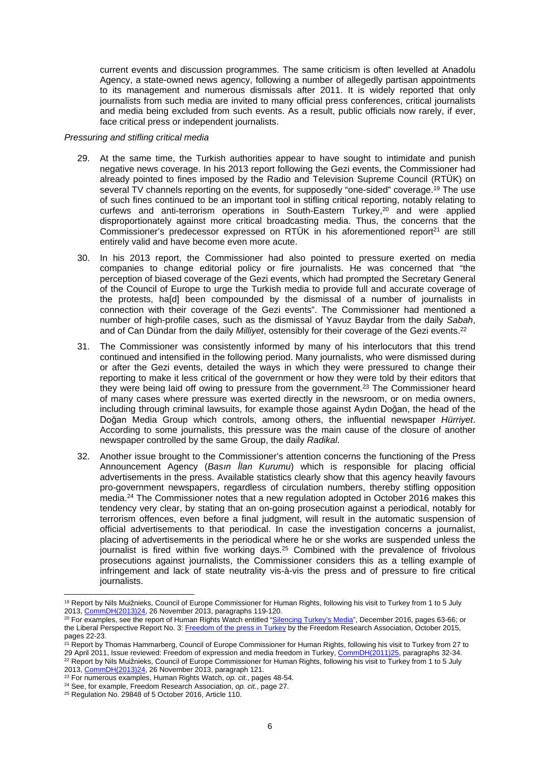current events and discussion programmes. The same criticism is often levelled at Anadolu Agency, a state-owned news agency, following a number of allegedly partisan appointments to its management and numerous dismissals after 2011. It is widely reported that only journalists from such media are invited to many official press conferences, critical journalists and media being excluded from such events. As a result, public officials now rarely, if ever, face critical press or independent journalists.

*Pressuring and stifling critical media*

29. At the same time, the Turkish authorities appear to have sought to intimidate and punish negative news coverage. In his 2013 report following the Gezi events, the Commissioner had already pointed to fines imposed by the Radio and Television Supreme Council (RTÜK) on several TV channels reporting on the events, for supposedly "one-sided" coverage.[19] The use of such fines continued to be an important tool in stifling critical reporting, notably relating to curfews and anti-terrorism operations in South-Eastern Turkey,[20] and were applied disproportionately against more critical broadcasting media. Thus, the concerns that the Commissioner's predecessor expressed on RTÜK in his aforementioned report[21] are still entirely valid and have become even more acute.

30. In his 2013 report, the Commissioner had also pointed to pressure exerted on media companies to change editorial policy or fire journalists. He was concerned that "the perception of biased coverage of the Gezi events, which had prompted the Secretary General of the Council of Europe to urge the Turkish media to provide full and accurate coverage of the protests, ha[d] been compounded by the dismissal of a number of journalists in connection with their coverage of the Gezi events". The Commissioner had mentioned a number of high-profile cases, such as the dismissal of Yavuz Baydar from the daily *Sabah*, and of Can Dündar from the daily *Milliyet*, ostensibly for their coverage of the Gezi events.[22]

31. The Commissioner was consistently informed by many of his interlocutors that this trend continued and intensified in the following period. Many journalists, who were dismissed during or after the Gezi events, detailed the ways in which they were pressured to change their reporting to make it less critical of the government or how they were told by their editors that they were being laid off owing to pressure from the government.[23] The Commissioner heard of many cases where pressure was exerted directly in the newsroom, or on media owners, including through criminal lawsuits, for example those against Aydın Doğan, the head of the Doğan Media Group which controls, among others, the influential newspaper *Hürriyet*. According to some journalists, this pressure was the main cause of the closure of another newspaper controlled by the same Group, the daily *Radikal*.

32. Another issue brought to the Commissioner's attention concerns the functioning of the Press Announcement Agency (*Basın İlan Kurumu*) which is responsible for placing official advertisements in the press. Available statistics clearly show that this agency heavily favours pro-government newspapers, regardless of circulation numbers, thereby stifling opposition media.[24] The Commissioner notes that a new regulation adopted in October 2016 makes this tendency very clear, by stating that an on-going prosecution against a periodical, notably for terrorism offences, even before a final judgment, will result in the automatic suspension of official advertisements to that periodical. In case the investigation concerns a journalist, placing of advertisements in the periodical where he or she works are suspended unless the journalist is fired within five working days.[25] Combined with the prevalence of frivolous prosecutions against journalists, the Commissioner considers this as a telling example of infringement and lack of state neutrality vis-à-vis the press and of pressure to fire critical journalists.

---

[19] Report by Nils Muižnieks, Council of Europe Commissioner for Human Rights, following his visit to Turkey from 1 to 5 July 2013, CommDH(2013)24, 26 November 2013, paragraphs 119-120.

[20] For examples, see the report of Human Rights Watch entitled "Silencing Turkey's Media", December 2016, pages 63-66; or the Liberal Perspective Report No. 3: Freedom of the press in Turkey by the Freedom Research Association, October 2015, pages 22-23.

[21] Report by Thomas Hammarberg, Council of Europe Commissioner for Human Rights, following his visit to Turkey from 27 to 29 April 2011, Issue reviewed: Freedom of expression and media freedom in Turkey, CommDH(2011)25, paragraphs 32-34.

[22] Report by Nils Muižnieks, Council of Europe Commissioner for Human Rights, following his visit to Turkey from 1 to 5 July 2013, CommDH(2013)24, 26 November 2013, paragraph 121.

[23] For numerous examples, Human Rights Watch, *op. cit.*, pages 48-54.

[24] See, for example, Freedom Research Association, *op. cit.*, page 27.

[25] Regulation No. 29848 of 5 October 2016, Article 110.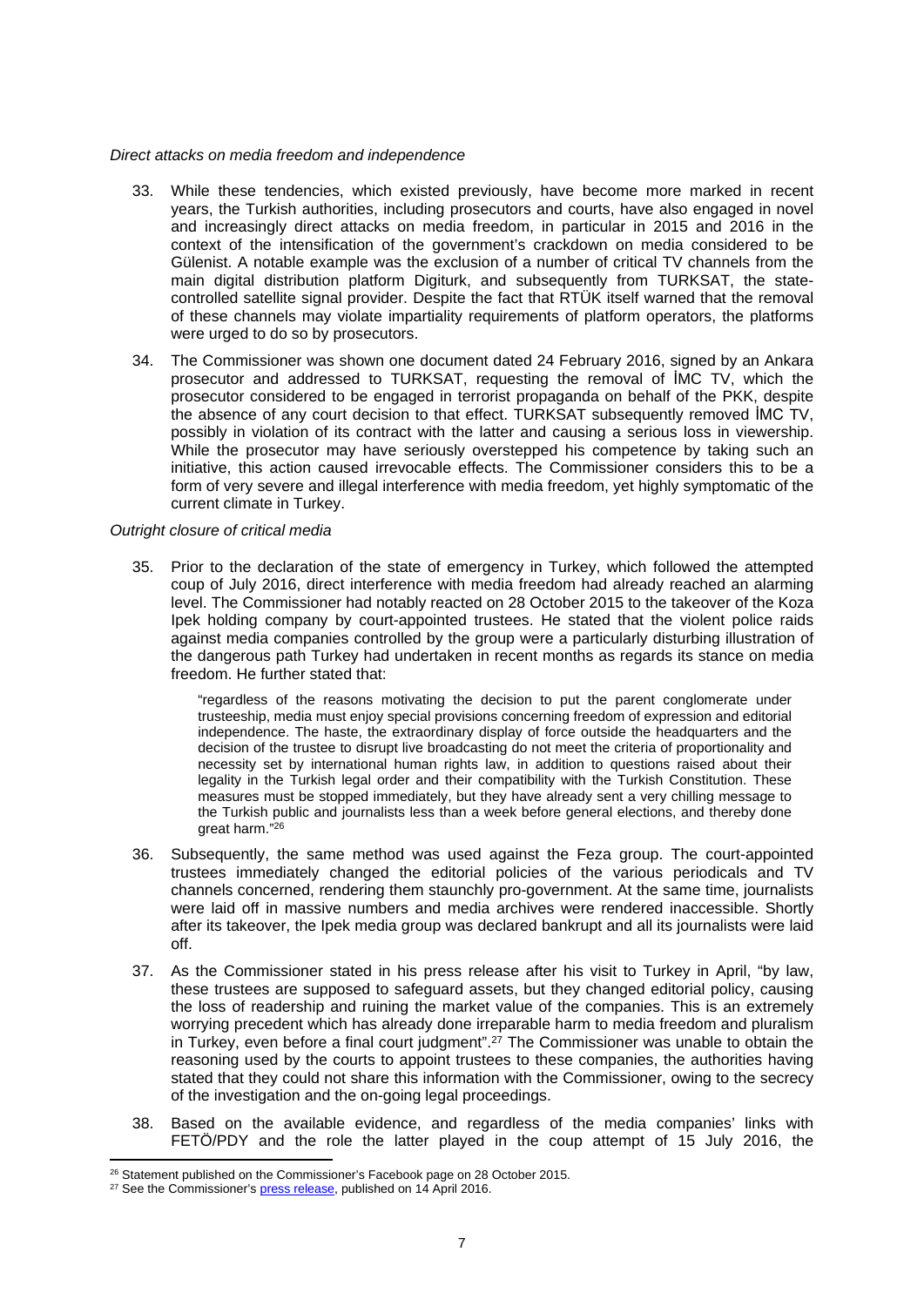*Direct attacks on media freedom and independence*

33. While these tendencies, which existed previously, have become more marked in recent years, the Turkish authorities, including prosecutors and courts, have also engaged in novel and increasingly direct attacks on media freedom, in particular in 2015 and 2016 in the context of the intensification of the government's crackdown on media considered to be Gülenist. A notable example was the exclusion of a number of critical TV channels from the main digital distribution platform Digiturk, and subsequently from TURKSAT, the state-controlled satellite signal provider. Despite the fact that RTÜK itself warned that the removal of these channels may violate impartiality requirements of platform operators, the platforms were urged to do so by prosecutors.

34. The Commissioner was shown one document dated 24 February 2016, signed by an Ankara prosecutor and addressed to TURKSAT, requesting the removal of İMC TV, which the prosecutor considered to be engaged in terrorist propaganda on behalf of the PKK, despite the absence of any court decision to that effect. TURKSAT subsequently removed İMC TV, possibly in violation of its contract with the latter and causing a serious loss in viewership. While the prosecutor may have seriously overstepped his competence by taking such an initiative, this action caused irrevocable effects. The Commissioner considers this to be a form of very severe and illegal interference with media freedom, yet highly symptomatic of the current climate in Turkey.

*Outright closure of critical media*

35. Prior to the declaration of the state of emergency in Turkey, which followed the attempted coup of July 2016, direct interference with media freedom had already reached an alarming level. The Commissioner had notably reacted on 28 October 2015 to the takeover of the Koza Ipek holding company by court-appointed trustees. He stated that the violent police raids against media companies controlled by the group were a particularly disturbing illustration of the dangerous path Turkey had undertaken in recent months as regards its stance on media freedom. He further stated that:

   > "regardless of the reasons motivating the decision to put the parent conglomerate under trusteeship, media must enjoy special provisions concerning freedom of expression and editorial independence. The haste, the extraordinary display of force outside the headquarters and the decision of the trustee to disrupt live broadcasting do not meet the criteria of proportionality and necessity set by international human rights law, in addition to questions raised about their legality in the Turkish legal order and their compatibility with the Turkish Constitution. These measures must be stopped immediately, but they have already sent a very chilling message to the Turkish public and journalists less than a week before general elections, and thereby done great harm."[26]

36. Subsequently, the same method was used against the Feza group. The court-appointed trustees immediately changed the editorial policies of the various periodicals and TV channels concerned, rendering them stauchly pro-government. At the same time, journalists were laid off in massive numbers and media archives were rendered inaccessible. Shortly after its takeover, the Ipek media group was declared bankrupt and all its journalists were laid off.

37. As the Commissioner stated in his press release after his visit to Turkey in April, "by law, these trustees are supposed to safeguard assets, but they changed editorial policy, causing the loss of readership and ruining the market value of the companies. This is an extremely worrying precedent which has already done irreparable harm to media freedom and pluralism in Turkey, even before a final court judgment".[27] The Commissioner was unable to obtain the reasoning used by the courts to appoint trustees to these companies, the authorities having stated that they could not share this information with the Commissioner, owing to the secrecy of the investigation and the on-going legal proceedings.

38. Based on the available evidence, and regardless of the media companies' links with FETÖ/PDY and the role the latter played in the coup attempt of 15 July 2016, the

---

[26] Statement published on the Commissioner's Facebook page on 28 October 2015.

[27] See the Commissioner's press release, published on 14 April 2016.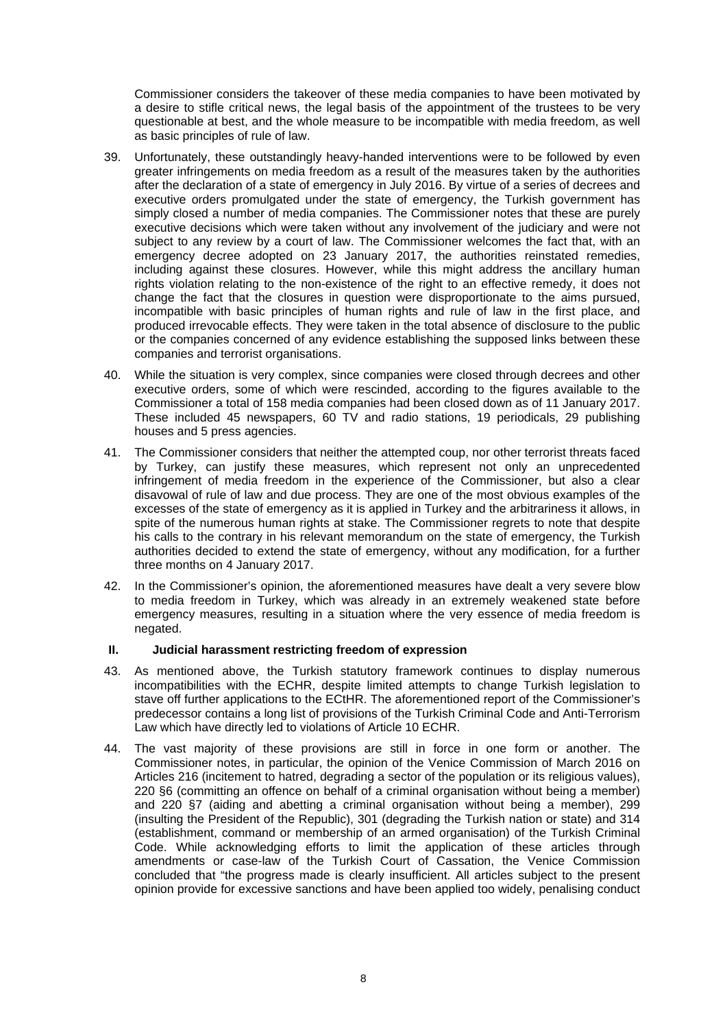Commissioner considers the takeover of these media companies to have been motivated by a desire to stifle critical news, the legal basis of the appointment of the trustees to be very questionable at best, and the whole measure to be incompatible with media freedom, as well as basic principles of rule of law.

39. Unfortunately, these outstandingly heavy-handed interventions were to be followed by even greater infringements on media freedom as a result of the measures taken by the authorities after the declaration of a state of emergency in July 2016. By virtue of a series of decrees and executive orders promulgated under the state of emergency, the Turkish government has simply closed a number of media companies. The Commissioner notes that these are purely executive decisions which were taken without any involvement of the judiciary and were not subject to any review by a court of law. The Commissioner welcomes the fact that, with an emergency decree adopted on 23 January 2017, the authorities reinstated remedies, including against these closures. However, while this might address the ancillary human rights violation relating to the non-existence of the right to an effective remedy, it does not change the fact that the closures in question were disproportionate to the aims pursued, incompatible with basic principles of human rights and rule of law in the first place, and produced irrevocable effects. They were taken in the total absence of disclosure to the public or the companies concerned of any evidence establishing the supposed links between these companies and terrorist organisations.

40. While the situation is very complex, since companies were closed through decrees and other executive orders, some of which were rescinded, according to the figures available to the Commissioner a total of 158 media companies had been closed down as of 11 January 2017. These included 45 newspapers, 60 TV and radio stations, 19 periodicals, 29 publishing houses and 5 press agencies.

41. The Commissioner considers that neither the attempted coup, nor other terrorist threats faced by Turkey, can justify these measures, which represent not only an unprecedented infringement of media freedom in the experience of the Commissioner, but also a clear disavowal of rule of law and due process. They are one of the most obvious examples of the excesses of the state of emergency as it is applied in Turkey and the arbitrariness it allows, in spite of the numerous human rights at stake. The Commissioner regrets to note that despite his calls to the contrary in his relevant memorandum on the state of emergency, the Turkish authorities decided to extend the state of emergency, without any modification, for a further three months on 4 January 2017.

42. In the Commissioner's opinion, the aforementioned measures have dealt a very severe blow to media freedom in Turkey, which was already in an extremely weakened state before emergency measures, resulting in a situation where the very essence of media freedom is negated.

## II. Judicial harassment restricting freedom of expression

43. As mentioned above, the Turkish statutory framework continues to display numerous incompatibilities with the ECHR, despite limited attempts to change Turkish legislation to stave off further applications to the ECtHR. The aforementioned report of the Commissioner's predecessor contains a long list of provisions of the Turkish Criminal Code and Anti-Terrorism Law which have directly led to violations of Article 10 ECHR.

44. The vast majority of these provisions are still in force in one form or another. The Commissioner notes, in particular, the opinion of the Venice Commission of March 2016 on Articles 216 (incitement to hatred, degrading a sector of the population or its religious values), 220 §6 (committing an offence on behalf of a criminal organisation without being a member) and 220 §7 (aiding and abetting a criminal organisation without being a member), 299 (insulting the President of the Republic), 301 (degrading the Turkish nation or state) and 314 (establishment, command or membership of an armed organisation) of the Turkish Criminal Code. While acknowledging efforts to limit the application of these articles through amendments or case-law of the Turkish Court of Cassation, the Venice Commission concluded that "the progress made is clearly insufficient. All articles subject to the present opinion provide for excessive sanctions and have been applied too widely, penalising conduct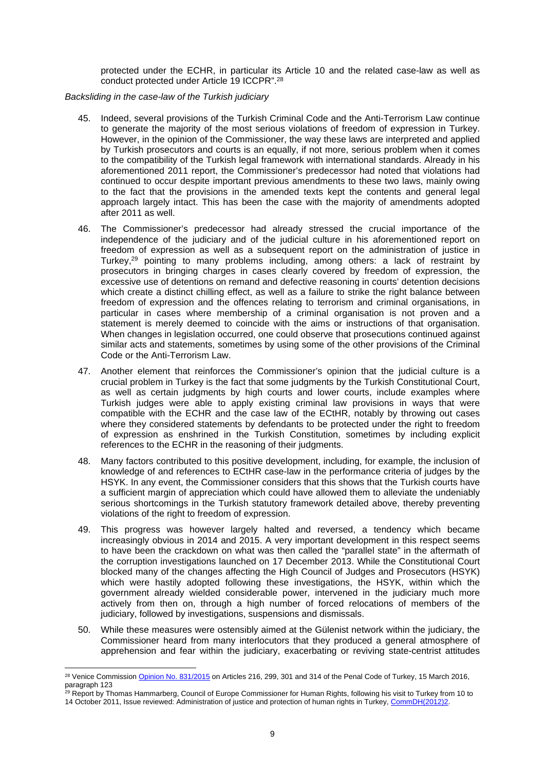protected under the ECHR, in particular its Article 10 and the related case-law as well as conduct protected under Article 19 ICCPR".[28]

*Backsliding in the case-law of the Turkish judiciary*

45. Indeed, several provisions of the Turkish Criminal Code and the Anti-Terrorism Law continue to generate the majority of the most serious violations of freedom of expression in Turkey. However, in the opinion of the Commissioner, the way these laws are interpreted and applied by Turkish prosecutors and courts is an equally, if not more, serious problem when it comes to the compatibility of the Turkish legal framework with international standards. Already in his aforementioned 2011 report, the Commissioner's predecessor had noted that violations had continued to occur despite important previous amendments to these two laws, mainly owing to the fact that the provisions in the amended texts kept the contents and general legal approach largely intact. This has been the case with the majority of amendments adopted after 2011 as well.

46. The Commissioner's predecessor had already stressed the crucial importance of the independence of the judiciary and of the judicial culture in his aforementioned report on freedom of expression as well as a subsequent report on the administration of justice in Turkey,[29] pointing to many problems including, among others: a lack of restraint by prosecutors in bringing charges in cases clearly covered by freedom of expression, the excessive use of detentions on remand and defective reasoning in courts' detention decisions which create a distinct chilling effect, as well as a failure to strike the right balance between freedom of expression and the offences relating to terrorism and criminal organisations, in particular in cases where membership of a criminal organisation is not proven and a statement is merely deemed to coincide with the aims or instructions of that organisation. When changes in legislation occurred, one could observe that prosecutions continued against similar acts and statements, sometimes by using some of the other provisions of the Criminal Code or the Anti-Terrorism Law.

47. Another element that reinforces the Commissioner's opinion that the judicial culture is a crucial problem in Turkey is the fact that some judgments by the Turkish Constitutional Court, as well as certain judgments by high courts and lower courts, include examples where Turkish judges were able to apply existing criminal law provisions in ways that were compatible with the ECHR and the case law of the ECtHR, notably by throwing out cases where they considered statements by defendants to be protected under the right to freedom of expression as enshrined in the Turkish Constitution, sometimes by including explicit references to the ECHR in the reasoning of their judgments.

48. Many factors contributed to this positive development, including, for example, the inclusion of knowledge of and references to ECtHR case-law in the performance criteria of judges by the HSYK. In any event, the Commissioner considers that this shows that the Turkish courts have a sufficient margin of appreciation which could have allowed them to alleviate the undeniably serious shortcomings in the Turkish statutory framework detailed above, thereby preventing violations of the right to freedom of expression.

49. This progress was however largely halted and reversed, a tendency which became increasingly obvious in 2014 and 2015. A very important development in this respect seems to have been the crackdown on what was then called the "parallel state" in the aftermath of the corruption investigations launched on 17 December 2013. While the Constitutional Court blocked many of the changes affecting the High Council of Judges and Prosecutors (HSYK) which were hastily adopted following these investigations, the HSYK, within which the government already wielded considerable power, intervened in the judiciary much more actively from then on, through a high number of forced relocations of members of the judiciary, followed by investigations, suspensions and dismissals.

50. While these measures were ostensibly aimed at the Gülenist network within the judiciary, the Commissioner heard from many interlocutors that they produced a general atmosphere of apprehension and fear within the judiciary, exacerbating or reviving state-centrist attitudes

---

[28] Venice Commission Opinion No. 831/2015 on Articles 216, 299, 301 and 314 of the Penal Code of Turkey, 15 March 2016, paragraph 123

[29] Report by Thomas Hammarberg, Council of Europe Commissioner for Human Rights, following his visit to Turkey from 10 to 14 October 2011, Issue reviewed: Administration of justice and protection of human rights in Turkey, CommDH(2012)2.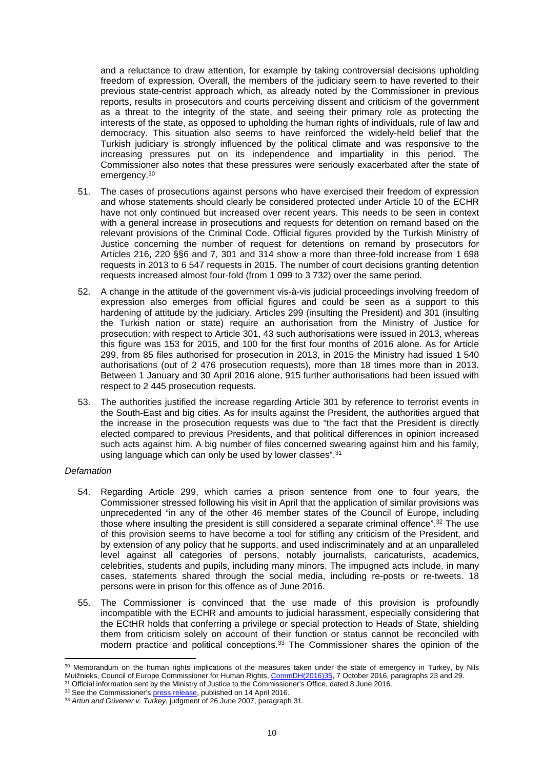and a reluctance to draw attention, for example by taking controversial decisions upholding freedom of expression. Overall, the members of the judiciary seem to have reverted to their previous state-centrist approach which, as already noted by the Commissioner in previous reports, results in prosecutors and courts perceiving dissent and criticism of the government as a threat to the integrity of the state, and seeing their primary role as protecting the interests of the state, as opposed to upholding the human rights of individuals, rule of law and democracy. This situation also seems to have reinforced the widely-held belief that the Turkish judiciary is strongly influenced by the political climate and was responsive to the increasing pressures put on its independence and impartiality in this period. The Commissioner also notes that these pressures were seriously exacerbated after the state of emergency.[30]

51. The cases of prosecutions against persons who have exercised their freedom of expression and whose statements should clearly be considered protected under Article 10 of the ECHR have not only continued but increased over recent years. This needs to be seen in context with a general increase in prosecutions and requests for detention on remand based on the relevant provisions of the Criminal Code. Official figures provided by the Turkish Ministry of Justice concerning the number of request for detentions on remand by prosecutors for Articles 216, 220 §§6 and 7, 301 and 314 show a more than three-fold increase from 1 698 requests in 2013 to 6 547 requests in 2015. The number of court decisions granting detention requests increased almost four-fold (from 1 099 to 3 732) over the same period.

52. A change in the attitude of the government vis-à-vis judicial proceedings involving freedom of expression also emerges from official figures and could be seen as a support to this hardening of attitude by the judiciary. Articles 299 (insulting the President) and 301 (insulting the Turkish nation or state) require an authorisation from the Ministry of Justice for prosecution; with respect to Article 301, 43 such authorisations were issued in 2013, whereas this figure was 153 for 2015, and 100 for the first four months of 2016 alone. As for Article 299, from 85 files authorised for prosecution in 2013, in 2015 the Ministry had issued 1 540 authorisations (out of 2 476 prosecution requests), more than 18 times more than in 2013. Between 1 January and 30 April 2016 alone, 915 further authorisations had been issued with respect to 2 445 prosecution requests.

53. The authorities justified the increase regarding Article 301 by reference to terrorist events in the South-East and big cities. As for insults against the President, the authorities argued that the increase in the prosecution requests was due to "the fact that the President is directly elected compared to previous Presidents, and that political differences in opinion increased such acts against him. A big number of files concerned swearing against him and his family, using language which can only be used by lower classes".[31]

*Defamation*

54. Regarding Article 299, which carries a prison sentence from one to four years, the Commissioner stressed following his visit in April that the application of similar provisions was unprecedented "in any of the other 46 member states of the Council of Europe, including those where insulting the president is still considered a separate criminal offence".[32] The use of this provision seems to have become a tool for stifling any criticism of the President, and by extension of any policy that he supports, and used indiscriminately and at an unparalleled level against all categories of persons, notably journalists, caricaturists, academics, celebrities, students and pupils, including many minors. The impugned acts include, in many cases, statements shared through the social media, including re-posts or re-tweets. 18 persons were in prison for this offence as of June 2016.

55. The Commissioner is convinced that the use made of this provision is profoundly incompatible with the ECHR and amounts to judicial harassment, especially considering that the ECtHR holds that conferring a privilege or special protection to Heads of State, shielding them from criticism solely on account of their function or status cannot be reconciled with modern practice and political conceptions.[33] The Commissioner shares the opinion of the

---

[30] Memorandum on the human rights implications of the measures taken under the state of emergency in Turkey, by Nils Muižnieks, Council of Europe Commissioner for Human Rights, CommDH(2016)35, 7 October 2016, paragraphs 23 and 29.

[31] Official information sent by the Ministry of Justice to the Commissioner's Office, dated 8 June 2016.

[32] See the Commissioner's press release, published on 14 April 2016.

[33] *Artun and Güvener v. Turkey*, judgment of 26 June 2007, paragraph 31.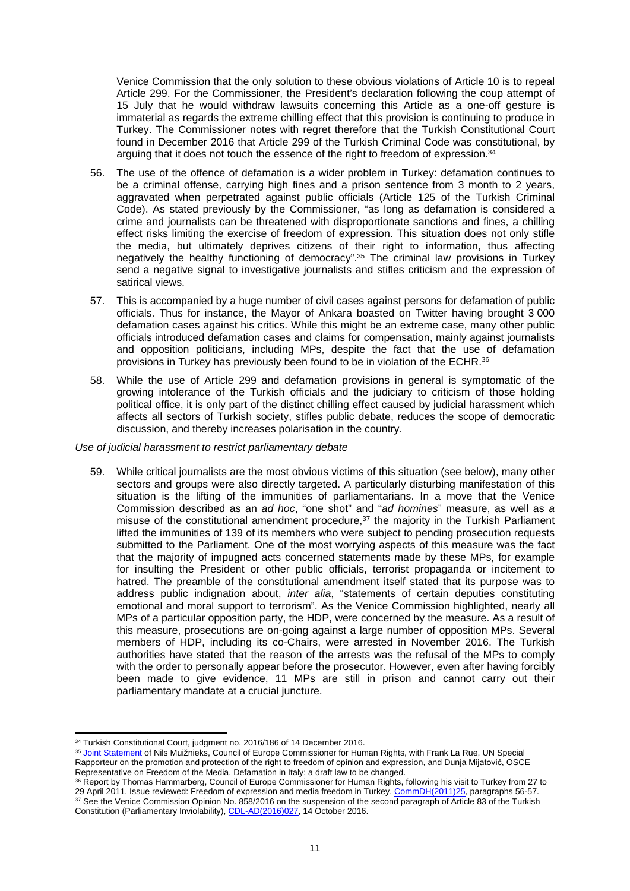Venice Commission that the only solution to these obvious violations of Article 10 is to repeal Article 299. For the Commissioner, the President's declaration following the coup attempt of 15 July that he would withdraw lawsuits concerning this Article as a one-off gesture is immaterial as regards the extreme chilling effect that this provision is continuing to produce in Turkey. The Commissioner notes with regret therefore that the Turkish Constitutional Court found in December 2016 that Article 299 of the Turkish Criminal Code was constitutional, by arguing that it does not touch the essence of the right to freedom of expression.[34]

56. The use of the offence of defamation is a wider problem in Turkey: defamation continues to be a criminal offense, carrying high fines and a prison sentence from 3 month to 2 years, aggravated when perpetrated against public officials (Article 125 of the Turkish Criminal Code). As stated previously by the Commissioner, "as long as defamation is considered a crime and journalists can be threatened with disproportionate sanctions and fines, a chilling effect risks limiting the exercise of freedom of expression. This situation does not only stifle the media, but ultimately deprives citizens of their right to information, thus affecting negatively the healthy functioning of democracy".[35] The criminal law provisions in Turkey send a negative signal to investigative journalists and stifles criticism and the expression of satirical views.

57. This is accompanied by a huge number of civil cases against persons for defamation of public officials. Thus for instance, the Mayor of Ankara boasted on Twitter having brought 3 000 defamation cases against his critics. While this might be an extreme case, many other public officials introduced defamation cases and claims for compensation, mainly against journalists and opposition politicians, including MPs, despite the fact that the use of defamation provisions in Turkey has previously been found to be in violation of the ECHR.[36]

58. While the use of Article 299 and defamation provisions in general is symptomatic of the growing intolerance of the Turkish officials and the judiciary to criticism of those holding political office, it is only part of the distinct chilling effect caused by judicial harassment which affects all sectors of Turkish society, stifles public debate, reduces the scope of democratic discussion, and thereby increases polarisation in the country.

*Use of judicial harassment to restrict parliamentary debate*

59. While critical journalists are the most obvious victims of this situation (see below), many other sectors and groups were also directly targeted. A particularly disturbing manifestation of this situation is the lifting of the immunities of parliamentarians. In a move that the Venice Commission described as an *ad hoc*, "one shot" and "*ad homines*" measure, as well as *a* misuse of the constitutional amendment procedure,[37] the majority in the Turkish Parliament lifted the immunities of 139 of its members who were subject to pending prosecution requests submitted to the Parliament. One of the most worrying aspects of this measure was the fact that the majority of impugned acts concerned statements made by these MPs, for example for insulting the President or other public officials, terrorist propaganda or incitement to hatred. The preamble of the constitutional amendment itself stated that its purpose was to address public indignation about, *inter alia*, "statements of certain deputies constituting emotional and moral support to terrorism". As the Venice Commission highlighted, nearly all MPs of a particular opposition party, the HDP, were concerned by the measure. As a result of this measure, prosecutions are on-going against a large number of opposition MPs. Several members of HDP, including its co-Chairs, were arrested in November 2016. The Turkish authorities have stated that the reason of the arrests was the refusal of the MPs to comply with the order to personally appear before the prosecutor. However, even after having forcibly been made to give evidence, 11 MPs are still in prison and cannot carry out their parliamentary mandate at a crucial juncture.

---

[34] Turkish Constitutional Court, judgment no. 2016/186 of 14 December 2016.

[35] Joint Statement of Nils Muižnieks, Council of Europe Commissioner for Human Rights, with Frank La Rue, UN Special Rapporteur on the promotion and protection of the right to freedom of opinion and expression, and Dunja Mijatović, OSCE Representative on Freedom of the Media, Defamation in Italy: a draft law to be changed.

[36] Report by Thomas Hammarberg, Council of Europe Commissioner for Human Rights, following his visit to Turkey from 27 to 29 April 2011, Issue reviewed: Freedom of expression and media freedom in Turkey, CommDH(2011)25, paragraphs 56-57.

[37] See the Venice Commission Opinion No. 858/2016 on the suspension of the second paragraph of Article 83 of the Turkish Constitution (Parliamentary Inviolability), CDL-AD(2016)027, 14 October 2016.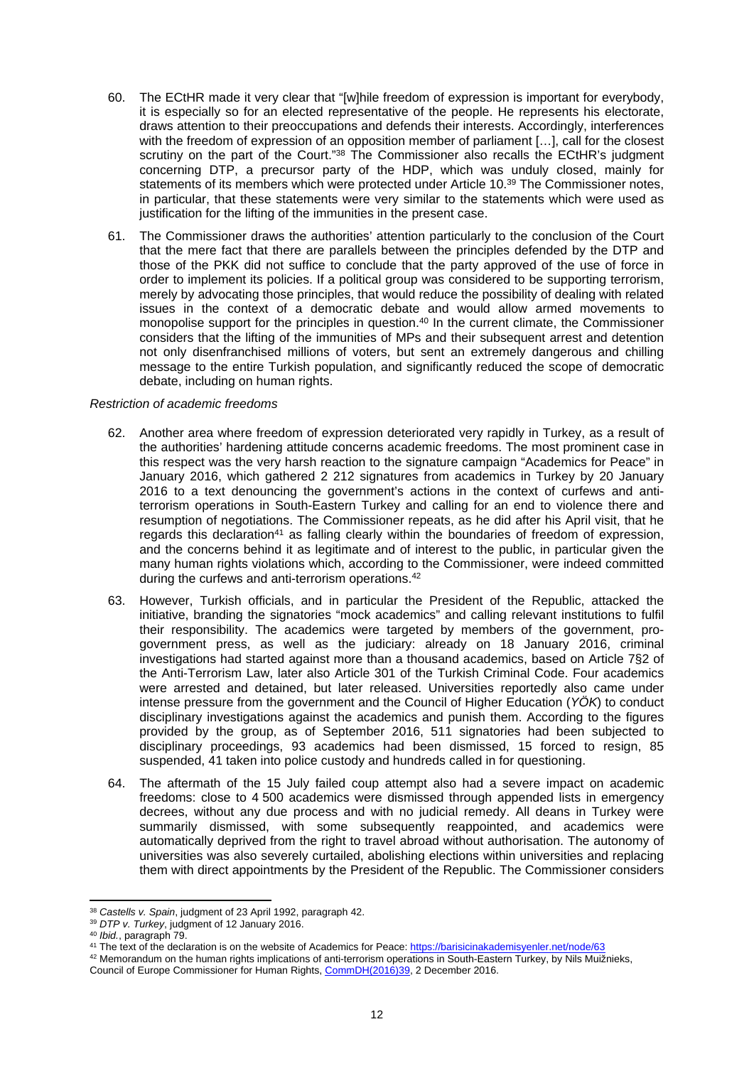60. The ECtHR made it very clear that "[w]hile freedom of expression is important for everybody, it is especially so for an elected representative of the people. He represents his electorate, draws attention to their preoccupations and defends their interests. Accordingly, interferences with the freedom of expression of an opposition member of parliament […], call for the closest scrutiny on the part of the Court."[38] The Commissioner also recalls the ECtHR's judgment concerning DTP, a precursor party of the HDP, which was unduly closed, mainly for statements of its members which were protected under Article 10.[39] The Commissioner notes, in particular, that these statements were very similar to the statements which were used as justification for the lifting of the immunities in the present case.

61. The Commissioner draws the authorities' attention particularly to the conclusion of the Court that the mere fact that there are parallels between the principles defended by the DTP and those of the PKK did not suffice to conclude that the party approved of the use of force in order to implement its policies. If a political group was considered to be supporting terrorism, merely by advocating those principles, that would reduce the possibility of dealing with related issues in the context of a democratic debate and would allow armed movements to monopolise support for the principles in question.[40] In the current climate, the Commissioner considers that the lifting of the immunities of MPs and their subsequent arrest and detention not only disenfranchised millions of voters, but sent an extremely dangerous and chilling message to the entire Turkish population, and significantly reduced the scope of democratic debate, including on human rights.

*Restriction of academic freedoms*

62. Another area where freedom of expression deteriorated very rapidly in Turkey, as a result of the authorities' hardening attitude concerns academic freedoms. The most prominent case in this respect was the very harsh reaction to the signature campaign "Academics for Peace" in January 2016, which gathered 2 212 signatures from academics in Turkey by 20 January 2016 to a text denouncing the government's actions in the context of curfews and anti-terrorism operations in South-Eastern Turkey and calling for an end to violence there and resumption of negotiations. The Commissioner repeats, as he did after his April visit, that he regards this declaration[41] as falling clearly within the boundaries of freedom of expression, and the concerns behind it as legitimate and of interest to the public, in particular given the many human rights violations which, according to the Commissioner, were indeed committed during the curfews and anti-terrorism operations.[42]

63. However, Turkish officials, and in particular the President of the Republic, attacked the initiative, branding the signatories "mock academics" and calling relevant institutions to fulfil their responsibility. The academics were targeted by members of the government, pro-government press, as well as the judiciary: already on 18 January 2016, criminal investigations had started against more than a thousand academics, based on Article 7§2 of the Anti-Terrorism Law, later also Article 301 of the Turkish Criminal Code. Four academics were arrested and detained, but later released. Universities reportedly also came under intense pressure from the government and the Council of Higher Education (*YÖK*) to conduct disciplinary investigations against the academics and punish them. According to the figures provided by the group, as of September 2016, 511 signatories had been subjected to disciplinary proceedings, 93 academics had been dismissed, 15 forced to resign, 85 suspended, 41 taken into police custody and hundreds called in for questioning.

64. The aftermath of the 15 July failed coup attempt also had a severe impact on academic freedoms: close to 4 500 academics were dismissed through appended lists in emergency decrees, without any due process and with no judicial remedy. All deans in Turkey were summarily dismissed, with some subsequently reappointed, and academics were automatically deprived from the right to travel abroad without authorisation. The autonomy of universities was also severely curtailed, abolishing elections within universities and replacing them with direct appointments by the President of the Republic. The Commissioner considers

---

[38] *Castells v. Spain*, judgment of 23 April 1992, paragraph 42.

[39] *DTP v. Turkey*, judgment of 12 January 2016.

[40] *Ibid.*, paragraph 79.

[41] The text of the declaration is on the website of Academics for Peace: https://barisicinakademisyenler.net/node/63

[42] Memorandum on the human rights implications of anti-terrorism operations in South-Eastern Turkey, by Nils Muižnieks, Council of Europe Commissioner for Human Rights, CommDH(2016)39, 2 December 2016.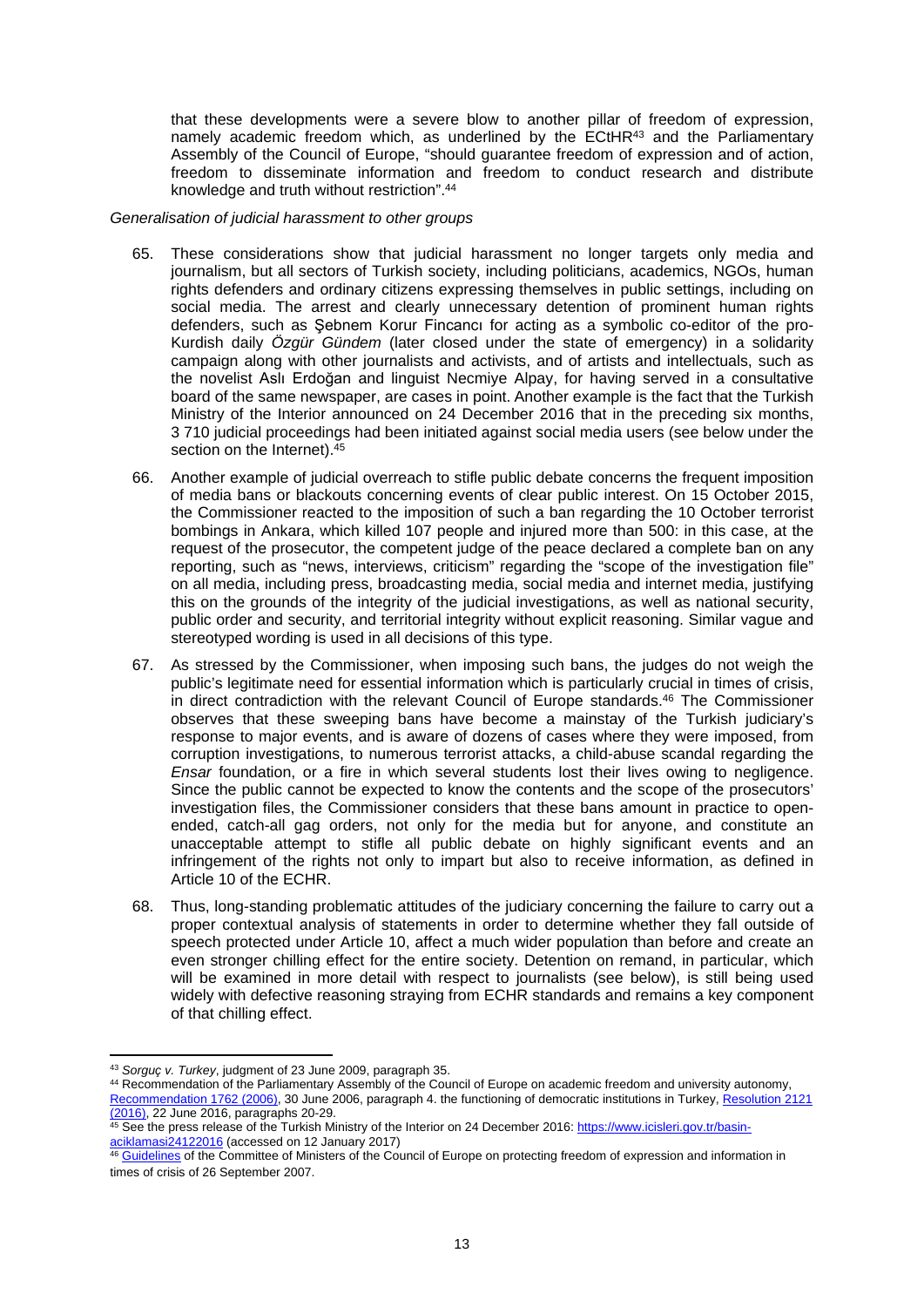that these developments were a severe blow to another pillar of freedom of expression, namely academic freedom which, as underlined by the ECtHR[43] and the Parliamentary Assembly of the Council of Europe, "should guarantee freedom of expression and of action, freedom to disseminate information and freedom to conduct research and distribute knowledge and truth without restriction".[44]

*Generalisation of judicial harassment to other groups*

65. These considerations show that judicial harassment no longer targets only media and journalism, but all sectors of Turkish society, including politicians, academics, NGOs, human rights defenders and ordinary citizens expressing themselves in public settings, including on social media. The arrest and clearly unnecessary detention of prominent human rights defenders, such as Şebnem Korur Fincancı for acting as a symbolic co-editor of the pro-Kurdish daily *Özgür Gündem* (later closed under the state of emergency) in a solidarity campaign along with other journalists and activists, and of artists and intellectuals, such as the novelist Aslı Erdoğan and linguist Necmiye Alpay, for having served in a consultative board of the same newspaper, are cases in point. Another example is the fact that the Turkish Ministry of the Interior announced on 24 December 2016 that in the preceding six months, 3 710 judicial proceedings had been initiated against social media users (see below under the section on the Internet).[45]

66. Another example of judicial overreach to stifle public debate concerns the frequent imposition of media bans or blackouts concerning events of clear public interest. On 15 October 2015, the Commissioner reacted to the imposition of such a ban regarding the 10 October terrorist bombings in Ankara, which killed 107 people and injured more than 500: in this case, at the request of the prosecutor, the competent judge of the peace declared a complete ban on any reporting, such as "news, interviews, criticism" regarding the "scope of the investigation file" on all media, including press, broadcasting media, social media and internet media, justifying this on the grounds of the integrity of the judicial investigations, as well as national security, public order and security, and territorial integrity without explicit reasoning. Similar vague and stereotyped wording is used in all decisions of this type.

67. As stressed by the Commissioner, when imposing such bans, the judges do not weigh the public's legitimate need for essential information which is particularly crucial in times of crisis, in direct contradiction with the relevant Council of Europe standards.[46] The Commissioner observes that these sweeping bans have become a mainstay of the Turkish judiciary's response to major events, and is aware of dozens of cases where they were imposed, from corruption investigations, to numerous terrorist attacks, a child-abuse scandal regarding the *Ensar* foundation, or a fire in which several students lost their lives owing to negligence. Since the public cannot be expected to know the contents and the scope of the prosecutors' investigation files, the Commissioner considers that these bans amount in practice to open-ended, catch-all gag orders, not only for the media but for anyone, and constitute an unacceptable attempt to stifle all public debate on highly significant events and an infringement of the rights not only to impart but also to receive information, as defined in Article 10 of the ECHR.

68. Thus, long-standing problematic attitudes of the judiciary concerning the failure to carry out a proper contextual analysis of statements in order to determine whether they fall outside of speech protected under Article 10, affect a much wider population than before and create an even stronger chilling effect for the entire society. Detention on remand, in particular, which will be examined in more detail with respect to journalists (see below), is still being used widely with defective reasoning straying from ECHR standards and remains a key component of that chilling effect.

---

[43] *Sorguç v. Turkey*, judgment of 23 June 2009, paragraph 35.

[44] Recommendation of the Parliamentary Assembly of the Council of Europe on academic freedom and university autonomy, Recommendation 1762 (2006), 30 June 2006, paragraph 4. the functioning of democratic institutions in Turkey, Resolution 2121 (2016), 22 June 2016, paragraphs 20-29.

[45] See the press release of the Turkish Ministry of the Interior on 24 December 2016: https://www.icisleri.gov.tr/basin-aciklamasi24122016 (accessed on 12 January 2017)

[46] Guidelines of the Committee of Ministers of the Council of Europe on protecting freedom of expression and information in times of crisis of 26 September 2007.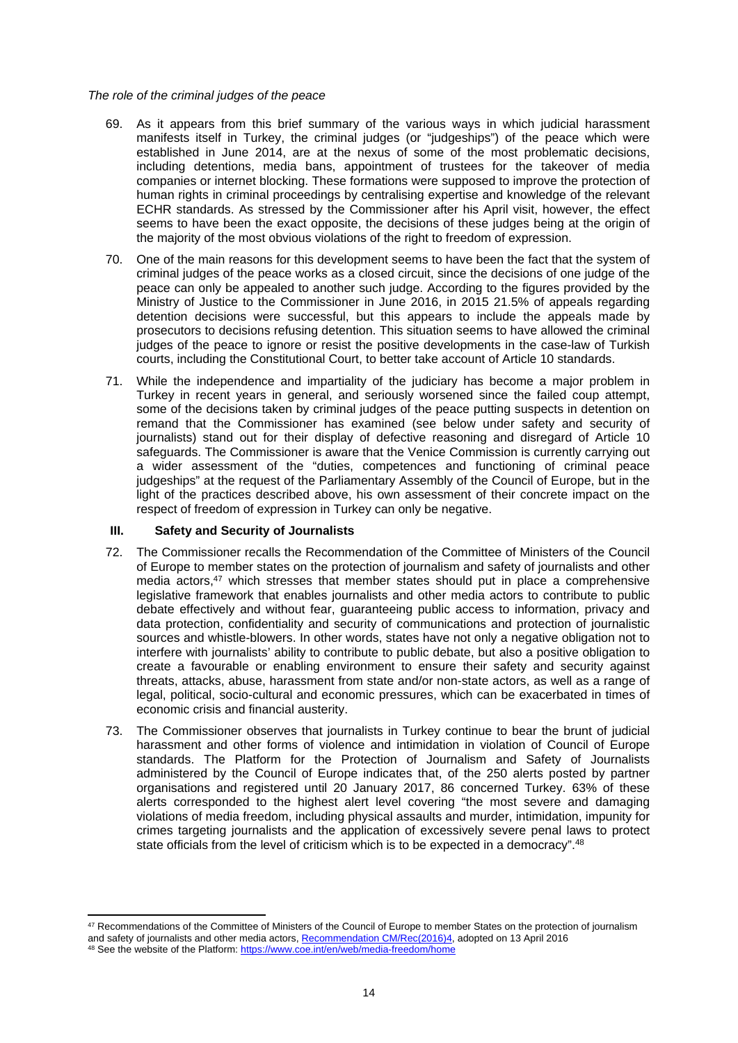*The role of the criminal judges of the peace*

69. As it appears from this brief summary of the various ways in which judicial harassment manifests itself in Turkey, the criminal judges (or "judgeships") of the peace which were established in June 2014, are at the nexus of some of the most problematic decisions, including detentions, media bans, appointment of trustees for the takeover of media companies or internet blocking. These formations were supposed to improve the protection of human rights in criminal proceedings by centralising expertise and knowledge of the relevant ECHR standards. As stressed by the Commissioner after his April visit, however, the effect seems to have been the exact opposite, the decisions of these judges being at the origin of the majority of the most obvious violations of the right to freedom of expression.

70. One of the main reasons for this development seems to have been the fact that the system of criminal judges of the peace works as a closed circuit, since the decisions of one judge of the peace can only be appealed to another such judge. According to the figures provided by the Ministry of Justice to the Commissioner in June 2016, in 2015 21.5% of appeals regarding detention decisions were successful, but this appears to include the appeals made by prosecutors to decisions refusing detention. This situation seems to have allowed the criminal judges of the peace to ignore or resist the positive developments in the case-law of Turkish courts, including the Constitutional Court, to better take account of Article 10 standards.

71. While the independence and impartiality of the judiciary has become a major problem in Turkey in recent years in general, and seriously worsened since the failed coup attempt, some of the decisions taken by criminal judges of the peace putting suspects in detention on remand that the Commissioner has examined (see below under safety and security of journalists) stand out for their display of defective reasoning and disregard of Article 10 safeguards. The Commissioner is aware that the Venice Commission is currently carrying out a wider assessment of the "duties, competences and functioning of criminal peace judgeships" at the request of the Parliamentary Assembly of the Council of Europe, but in the light of the practices described above, his own assessment of their concrete impact on the respect of freedom of expression in Turkey can only be negative.

## III. Safety and Security of Journalists

72. The Commissioner recalls the Recommendation of the Committee of Ministers of the Council of Europe to member states on the protection of journalism and safety of journalists and other media actors,[47] which stresses that member states should put in place a comprehensive legislative framework that enables journalists and other media actors to contribute to public debate effectively and without fear, guaranteeing public access to information, privacy and data protection, confidentiality and security of communications and protection of journalistic sources and whistle-blowers. In other words, states have not only a negative obligation not to interfere with journalists' ability to contribute to public debate, but also a positive obligation to create a favourable or enabling environment to ensure their safety and security against threats, attacks, abuse, harassment from state and/or non-state actors, as well as a range of legal, political, socio-cultural and economic pressures, which can be exacerbated in times of economic crisis and financial austerity.

73. The Commissioner observes that journalists in Turkey continue to bear the brunt of judicial harassment and other forms of violence and intimidation in violation of Council of Europe standards. The Platform for the Protection of Journalism and Safety of Journalists administered by the Council of Europe indicates that, of the 250 alerts posted by partner organisations and registered until 20 January 2017, 86 concerned Turkey. 63% of these alerts corresponded to the highest alert level covering "the most severe and damaging violations of media freedom, including physical assaults and murder, intimidation, impunity for crimes targeting journalists and the application of excessively severe penal laws to protect state officials from the level of criticism which is to be expected in a democracy".[48]

---

[47] Recommendations of the Committee of Ministers of the Council of Europe to member States on the protection of journalism and safety of journalists and other media actors, Recommendation CM/Rec(2016)4, adopted on 13 April 2016

[48] See the website of the Platform: https://www.coe.int/en/web/media-freedom/home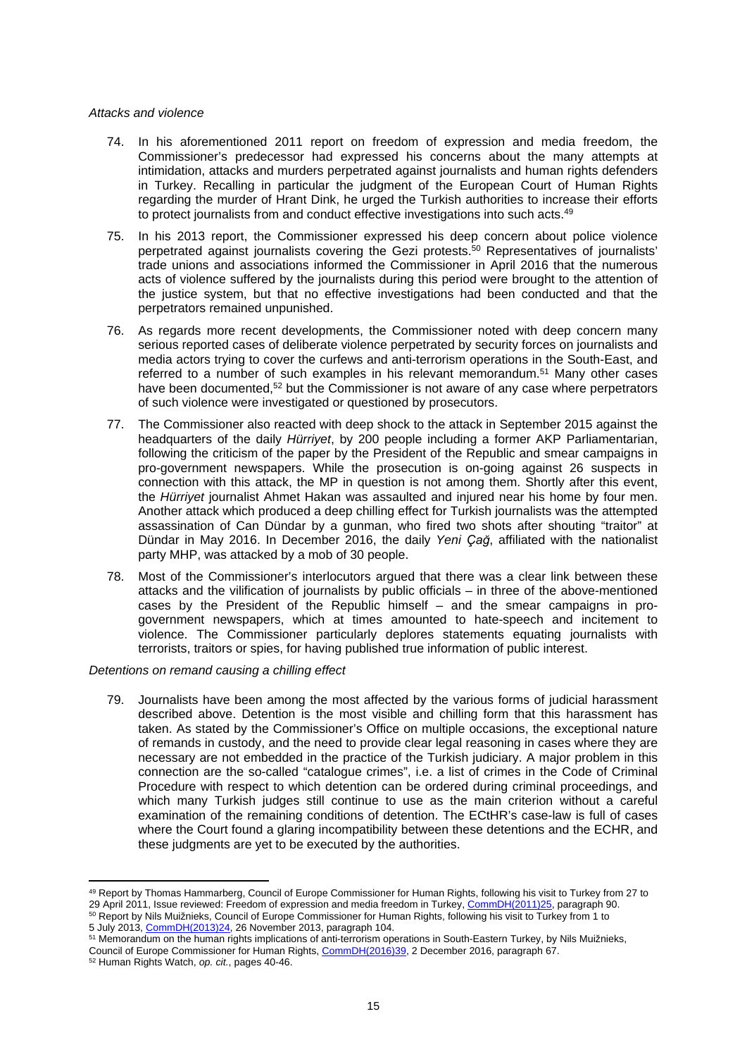*Attacks and violence*

74. In his aforementioned 2011 report on freedom of expression and media freedom, the Commissioner's predecessor had expressed his concerns about the many attempts at intimidation, attacks and murders perpetrated against journalists and human rights defenders in Turkey. Recalling in particular the judgment of the European Court of Human Rights regarding the murder of Hrant Dink, he urged the Turkish authorities to increase their efforts to protect journalists from and conduct effective investigations into such acts.[49]

75. In his 2013 report, the Commissioner expressed his deep concern about police violence perpetrated against journalists covering the Gezi protests.[50] Representatives of journalists' trade unions and associations informed the Commissioner in April 2016 that the numerous acts of violence suffered by the journalists during this period were brought to the attention of the justice system, but that no effective investigations had been conducted and that the perpetrators remained unpunished.

76. As regards more recent developments, the Commissioner noted with deep concern many serious reported cases of deliberate violence perpetrated by security forces on journalists and media actors trying to cover the curfews and anti-terrorism operations in the South-East, and referred to a number of such examples in his relevant memorandum.[51] Many other cases have been documented,[52] but the Commissioner is not aware of any case where perpetrators of such violence were investigated or questioned by prosecutors.

77. The Commissioner also reacted with deep shock to the attack in September 2015 against the headquarters of the daily *Hürriyet*, by 200 people including a former AKP Parliamentarian, following the criticism of the paper by the President of the Republic and smear campaigns in pro-government newspapers. While the prosecution is on-going against 26 suspects in connection with this attack, the MP in question is not among them. Shortly after this event, the *Hürriyet* journalist Ahmet Hakan was assaulted and injured near his home by four men. Another attack which produced a deep chilling effect for Turkish journalists was the attempted assassination of Can Dündar by a gunman, who fired two shots after shouting "traitor" at Dündar in May 2016. In December 2016, the daily *Yeni Çağ*, affiliated with the nationalist party MHP, was attacked by a mob of 30 people.

78. Most of the Commissioner's interlocutors argued that there was a clear link between these attacks and the vilification of journalists by public officials – in three of the above-mentioned cases by the President of the Republic himself – and the smear campaigns in pro-government newspapers, which at times amounted to hate-speech and incitement to violence. The Commissioner particularly deplores statements equating journalists with terrorists, traitors or spies, for having published true information of public interest.

*Detentions on remand causing a chilling effect*

79. Journalists have been among the most affected by the various forms of judicial harassment described above. Detention is the most visible and chilling form that this harassment has taken. As stated by the Commissioner's Office on multiple occasions, the exceptional nature of remands in custody, and the need to provide clear legal reasoning in cases where they are necessary are not embedded in the practice of the Turkish judiciary. A major problem in this connection are the so-called "catalogue crimes", i.e. a list of crimes in the Code of Criminal Procedure with respect to which detention can be ordered during criminal proceedings, and which many Turkish judges still continue to use as the main criterion without a careful examination of the remaining conditions of detention. The ECtHR's case-law is full of cases where the Court found a glaring incompatibility between these detentions and the ECHR, and these judgments are yet to be executed by the authorities.

---

[49] Report by Thomas Hammarberg, Council of Europe Commissioner for Human Rights, following his visit to Turkey from 27 to 29 April 2011, Issue reviewed: Freedom of expression and media freedom in Turkey, CommDH(2011)25, paragraph 90.

[50] Report by Nils Muižnieks, Council of Europe Commissioner for Human Rights, following his visit to Turkey from 1 to 5 July 2013, CommDH(2013)24, 26 November 2013, paragraph 104.

[51] Memorandum on the human rights implications of anti-terrorism operations in South-Eastern Turkey, by Nils Muižnieks, Council of Europe Commissioner for Human Rights, CommDH(2016)39, 2 December 2016, paragraph 67.

[52] Human Rights Watch, *op. cit.*, pages 40-46.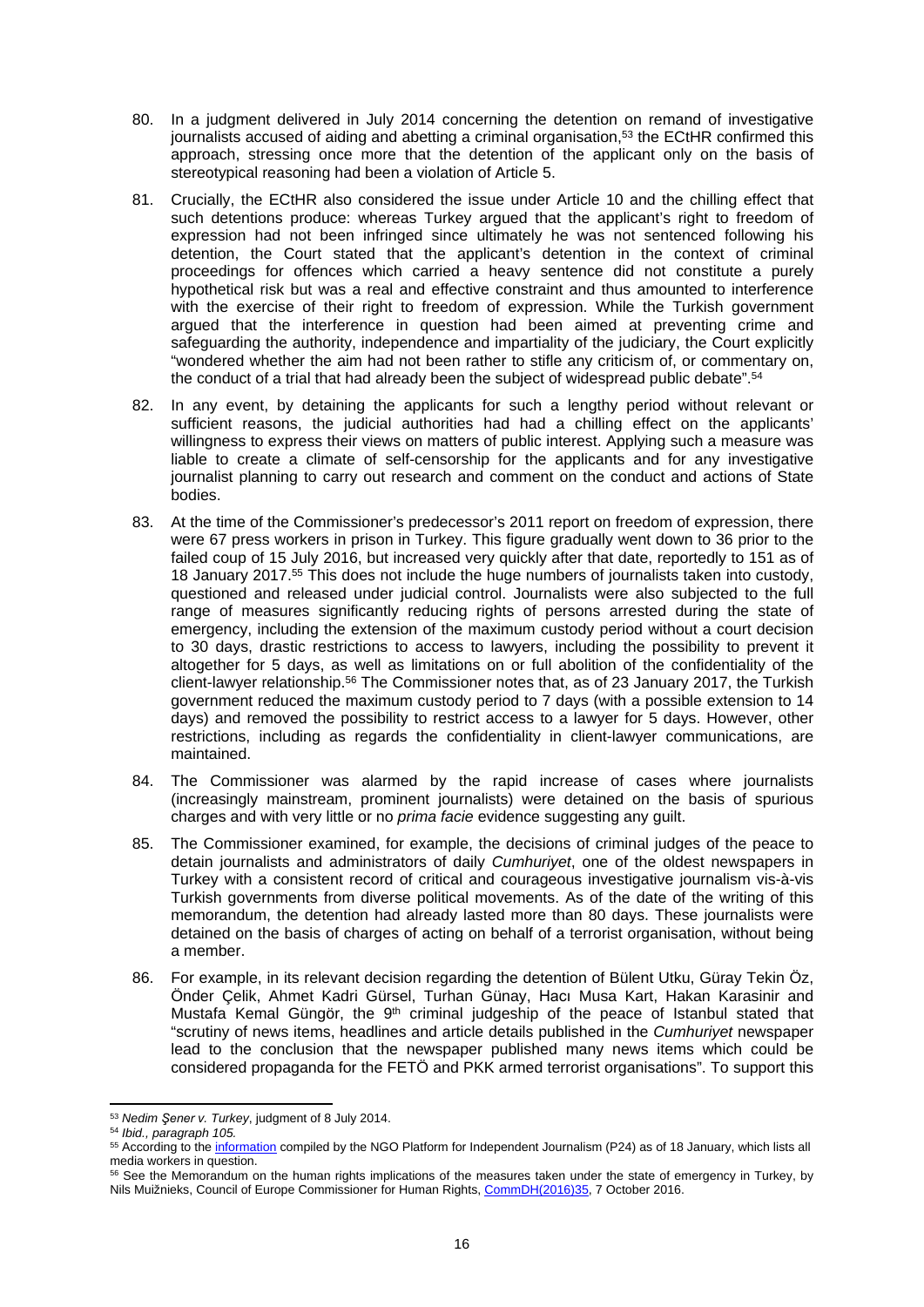80. In a judgment delivered in July 2014 concerning the detention on remand of investigative journalists accused of aiding and abetting a criminal organisation,[53] the ECtHR confirmed this approach, stressing once more that the detention of the applicant only on the basis of stereotypical reasoning had been a violation of Article 5.

81. Crucially, the ECtHR also considered the issue under Article 10 and the chilling effect that such detentions produce: whereas Turkey argued that the applicant's right to freedom of expression had not been infringed since ultimately he was not sentenced following his detention, the Court stated that the applicant's detention in the context of criminal proceedings for offences which carried a heavy sentence did not constitute a purely hypothetical risk but was a real and effective constraint and thus amounted to interference with the exercise of their right to freedom of expression. While the Turkish government argued that the interference in question had been aimed at preventing crime and safeguarding the authority, independence and impartiality of the judiciary, the Court explicitly "wondered whether the aim had not been rather to stifle any criticism of, or commentary on, the conduct of a trial that had already been the subject of widespread public debate".[54]

82. In any event, by detaining the applicants for such a lengthy period without relevant or sufficient reasons, the judicial authorities had had a chilling effect on the applicants' willingness to express their views on matters of public interest. Applying such a measure was liable to create a climate of self-censorship for the applicants and for any investigative journalist planning to carry out research and comment on the conduct and actions of State bodies.

83. At the time of the Commissioner's predecessor's 2011 report on freedom of expression, there were 67 press workers in prison in Turkey. This figure gradually went down to 36 prior to the failed coup of 15 July 2016, but increased very quickly after that date, reportedly to 151 as of 18 January 2017.[55] This does not include the huge numbers of journalists taken into custody, questioned and released under judicial control. Journalists were also subjected to the full range of measures significantly reducing rights of persons arrested during the state of emergency, including the extension of the maximum custody period without a court decision to 30 days, drastic restrictions to access to lawyers, including the possibility to prevent it altogether for 5 days, as well as limitations on or full abolition of the confidentiality of the client-lawyer relationship.[56] The Commissioner notes that, as of 23 January 2017, the Turkish government reduced the maximum custody period to 7 days (with a possible extension to 14 days) and removed the possibility to restrict access to a lawyer for 5 days. However, other restrictions, including as regards the confidentiality in client-lawyer communications, are maintained.

84. The Commissioner was alarmed by the rapid increase of cases where journalists (increasingly mainstream, prominent journalists) were detained on the basis of spurious charges and with very little or no *prima facie* evidence suggesting any guilt.

85. The Commissioner examined, for example, the decisions of criminal judges of the peace to detain journalists and administrators of daily *Cumhuriyet*, one of the oldest newspapers in Turkey with a consistent record of critical and courageous investigative journalism vis-à-vis Turkish governments from diverse political movements. As of the date of the writing of this memorandum, the detention had already lasted more than 80 days. These journalists were detained on the basis of charges of acting on behalf of a terrorist organisation, without being a member.

86. For example, in its relevant decision regarding the detention of Bülent Utku, Güray Tekin Öz, Önder Çelik, Ahmet Kadri Gürsel, Turhan Günay, Hacı Musa Kart, Hakan Karasinir and Mustafa Kemal Güngör, the 9th criminal judgeship of the peace of Istanbul stated that "scrutiny of news items, headlines and article details published in the *Cumhuriyet* newspaper lead to the conclusion that the newspaper published many news items which could be considered propaganda for the FETÖ and PKK armed terrorist organisations". To support this

---

[53] *Nedim Şener v. Turkey*, judgment of 8 July 2014.

[54] *Ibid., paragraph 105.*

[55] According to the information compiled by the NGO Platform for Independent Journalism (P24) as of 18 January, which lists all media workers in question.

[56] See the Memorandum on the human rights implications of the measures taken under the state of emergency in Turkey, by Nils Muižnieks, Council of Europe Commissioner for Human Rights, CommDH(2016)35, 7 October 2016.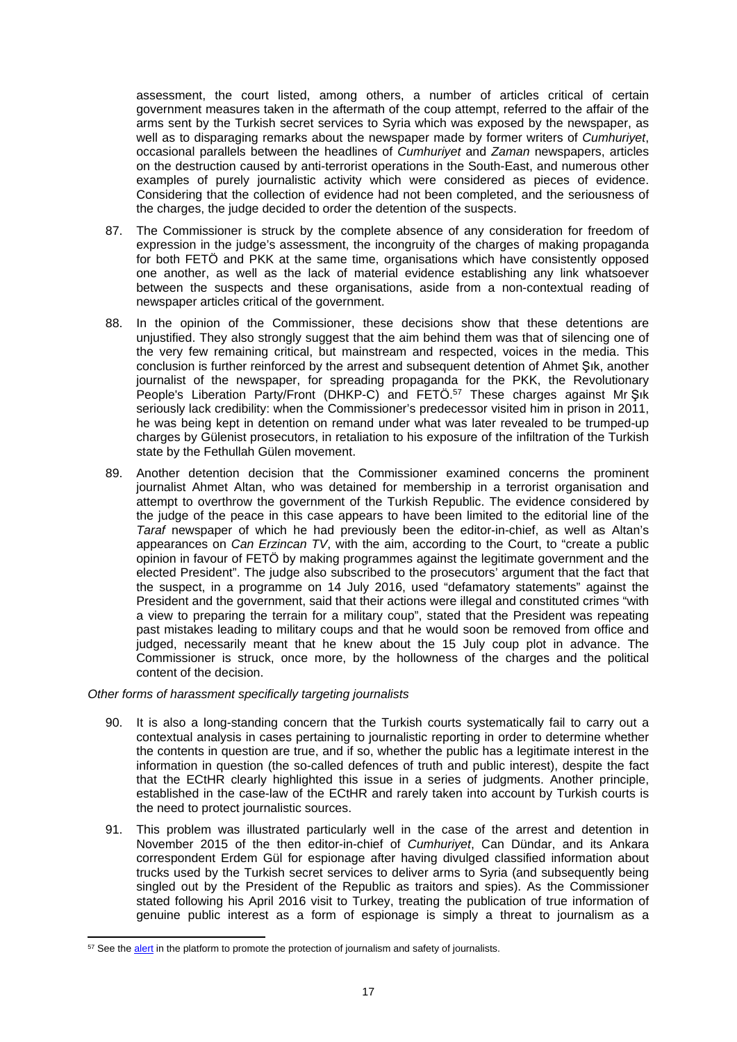assessment, the court listed, among others, a number of articles critical of certain government measures taken in the aftermath of the coup attempt, referred to the affair of the arms sent by the Turkish secret services to Syria which was exposed by the newspaper, as well as to disparaging remarks about the newspaper made by former writers of *Cumhuriyet*, occasional parallels between the headlines of *Cumhuriyet* and *Zaman* newspapers, articles on the destruction caused by anti-terrorist operations in the South-East, and numerous other examples of purely journalistic activity which were considered as pieces of evidence. Considering that the collection of evidence had not been completed, and the seriousness of the charges, the judge decided to order the detention of the suspects.

87. The Commissioner is struck by the complete absence of any consideration for freedom of expression in the judge's assessment, the incongruity of the charges of making propaganda for both FETÖ and PKK at the same time, organisations which have consistently opposed one another, as well as the lack of material evidence establishing any link whatsoever between the suspects and these organisations, aside from a non-contextual reading of newspaper articles critical of the government.

88. In the opinion of the Commissioner, these decisions show that these detentions are unjustified. They also strongly suggest that the aim behind them was that of silencing one of the very few remaining critical, but mainstream and respected, voices in the media. This conclusion is further reinforced by the arrest and subsequent detention of Ahmet Şık, another journalist of the newspaper, for spreading propaganda for the PKK, the Revolutionary People's Liberation Party/Front (DHKP-C) and FETÖ.[57] These charges against Mr Şık seriously lack credibility: when the Commissioner's predecessor visited him in prison in 2011, he was being kept in detention on remand under what was later revealed to be trumped-up charges by Gülenist prosecutors, in retaliation to his exposure of the infiltration of the Turkish state by the Fethullah Gülen movement.

89. Another detention decision that the Commissioner examined concerns the prominent journalist Ahmet Altan, who was detained for membership in a terrorist organisation and attempt to overthrow the government of the Turkish Republic. The evidence considered by the judge of the peace in this case appears to have been limited to the editorial line of the *Taraf* newspaper of which he had previously been the editor-in-chief, as well as Altan's appearances on *Can Erzincan TV*, with the aim, according to the Court, to "create a public opinion in favour of FETÖ by making programmes against the legitimate government and the elected President". The judge also subscribed to the prosecutors' argument that the fact that the suspect, in a programme on 14 July 2016, used "defamatory statements" against the President and the government, said that their actions were illegal and constituted crimes "with a view to preparing the terrain for a military coup", stated that the President was repeating past mistakes leading to military coups and that he would soon be removed from office and judged, necessarily meant that he knew about the 15 July coup plot in advance. The Commissioner is struck, once more, by the hollowness of the charges and the political content of the decision.

*Other forms of harassment specifically targeting journalists*

90. It is also a long-standing concern that the Turkish courts systematically fail to carry out a contextual analysis in cases pertaining to journalistic reporting in order to determine whether the contents in question are true, and if so, whether the public has a legitimate interest in the information in question (the so-called defences of truth and public interest), despite the fact that the ECtHR clearly highlighted this issue in a series of judgments. Another principle, established in the case-law of the ECtHR and rarely taken into account by Turkish courts is the need to protect journalistic sources.

91. This problem was illustrated particularly well in the case of the arrest and detention in November 2015 of the then editor-in-chief of *Cumhuriyet*, Can Dündar, and its Ankara correspondent Erdem Gül for espionage after having divulged classified information about trucks used by the Turkish secret services to deliver arms to Syria (and subsequently being singled out by the President of the Republic as traitors and spies). As the Commissioner stated following his April 2016 visit to Turkey, treating the publication of true information of genuine public interest as a form of espionage is simply a threat to journalism as a

[57] See the alert in the platform to promote the protection of journalism and safety of journalists.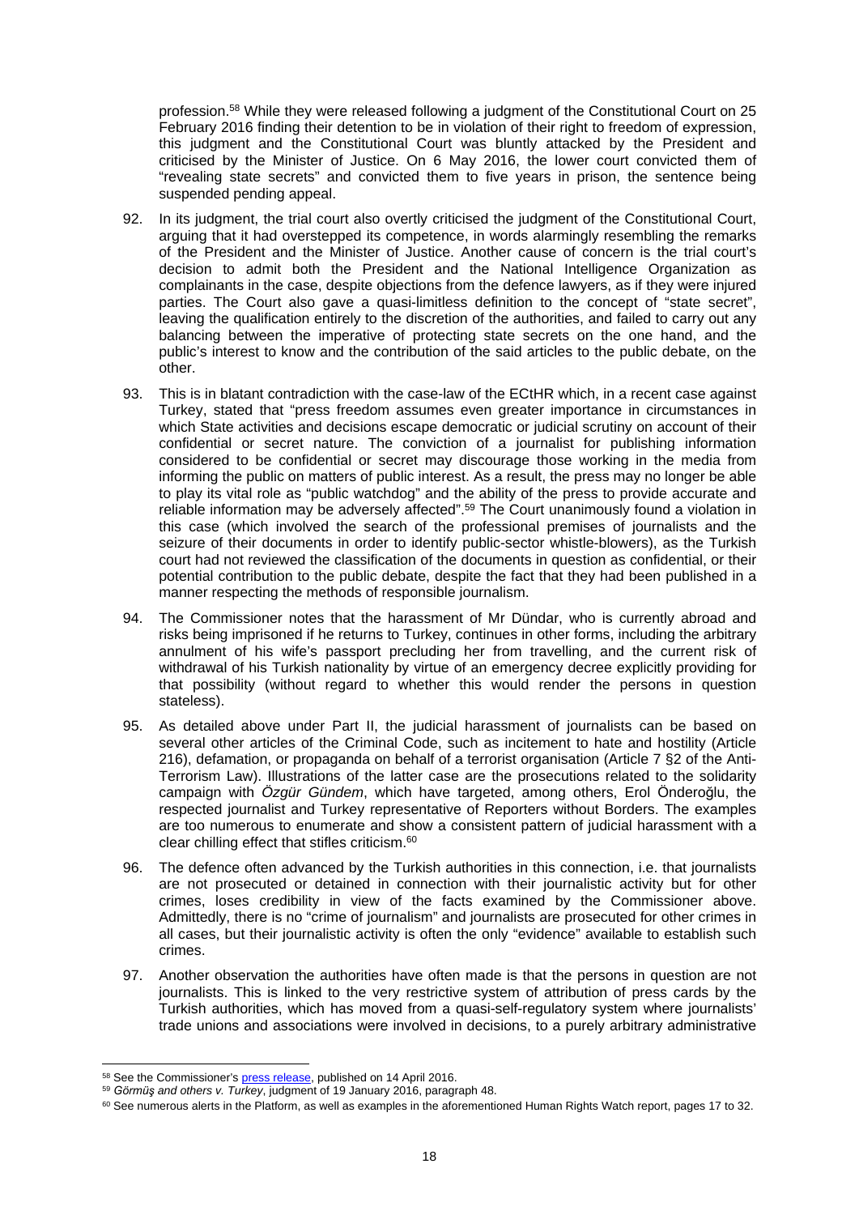profession.[58] While they were released following a judgment of the Constitutional Court on 25 February 2016 finding their detention to be in violation of their right to freedom of expression, this judgment and the Constitutional Court was bluntly attacked by the President and criticised by the Minister of Justice. On 6 May 2016, the lower court convicted them of "revealing state secrets" and convicted them to five years in prison, the sentence being suspended pending appeal.

92. In its judgment, the trial court also overtly criticised the judgment of the Constitutional Court, arguing that it had overstepped its competence, in words alarmingly resembling the remarks of the President and the Minister of Justice. Another cause of concern is the trial court's decision to admit both the President and the National Intelligence Organization as complainants in the case, despite objections from the defence lawyers, as if they were injured parties. The Court also gave a quasi-limitless definition to the concept of "state secret", leaving the qualification entirely to the discretion of the authorities, and failed to carry out any balancing between the imperative of protecting state secrets on the one hand, and the public's interest to know and the contribution of the said articles to the public debate, on the other.

93. This is in blatant contradiction with the case-law of the ECtHR which, in a recent case against Turkey, stated that "press freedom assumes even greater importance in circumstances in which State activities and decisions escape democratic or judicial scrutiny on account of their confidential or secret nature. The conviction of a journalist for publishing information considered to be confidential or secret may discourage those working in the media from informing the public on matters of public interest. As a result, the press may no longer be able to play its vital role as "public watchdog" and the ability of the press to provide accurate and reliable information may be adversely affected".[59] The Court unanimously found a violation in this case (which involved the search of the professional premises of journalists and the seizure of their documents in order to identify public-sector whistle-blowers), as the Turkish court had not reviewed the classification of the documents in question as confidential, or their potential contribution to the public debate, despite the fact that they had been published in a manner respecting the methods of responsible journalism.

94. The Commissioner notes that the harassment of Mr Dündar, who is currently abroad and risks being imprisoned if he returns to Turkey, continues in other forms, including the arbitrary annulment of his wife's passport precluding her from travelling, and the current risk of withdrawal of his Turkish nationality by virtue of an emergency decree explicitly providing for that possibility (without regard to whether this would render the persons in question stateless).

95. As detailed above under Part II, the judicial harassment of journalists can be based on several other articles of the Criminal Code, such as incitement to hate and hostility (Article 216), defamation, or propaganda on behalf of a terrorist organisation (Article 7 §2 of the Anti-Terrorism Law). Illustrations of the latter case are the prosecutions related to the solidarity campaign with *Özgür Gündem*, which have targeted, among others, Erol Önderoğlu, the respected journalist and Turkey representative of Reporters without Borders. The examples are too numerous to enumerate and show a consistent pattern of judicial harassment with a clear chilling effect that stifles criticism.[60]

96. The defence often advanced by the Turkish authorities in this connection, i.e. that journalists are not prosecuted or detained in connection with their journalistic activity but for other crimes, loses credibility in view of the facts examined by the Commissioner above. Admittedly, there is no "crime of journalism" and journalists are prosecuted for other crimes in all cases, but their journalistic activity is often the only "evidence" available to establish such crimes.

97. Another observation the authorities have often made is that the persons in question are not journalists. This is linked to the very restrictive system of attribution of press cards by the Turkish authorities, which has moved from a quasi-self-regulatory system where journalists' trade unions and associations were involved in decisions, to a purely arbitrary administrative

---

[58] See the Commissioner's press release, published on 14 April 2016.

[59] *Görmüş and others v. Turkey*, judgment of 19 January 2016, paragraph 48.

[60] See numerous alerts in the Platform, as well as examples in the aforementioned Human Rights Watch report, pages 17 to 32.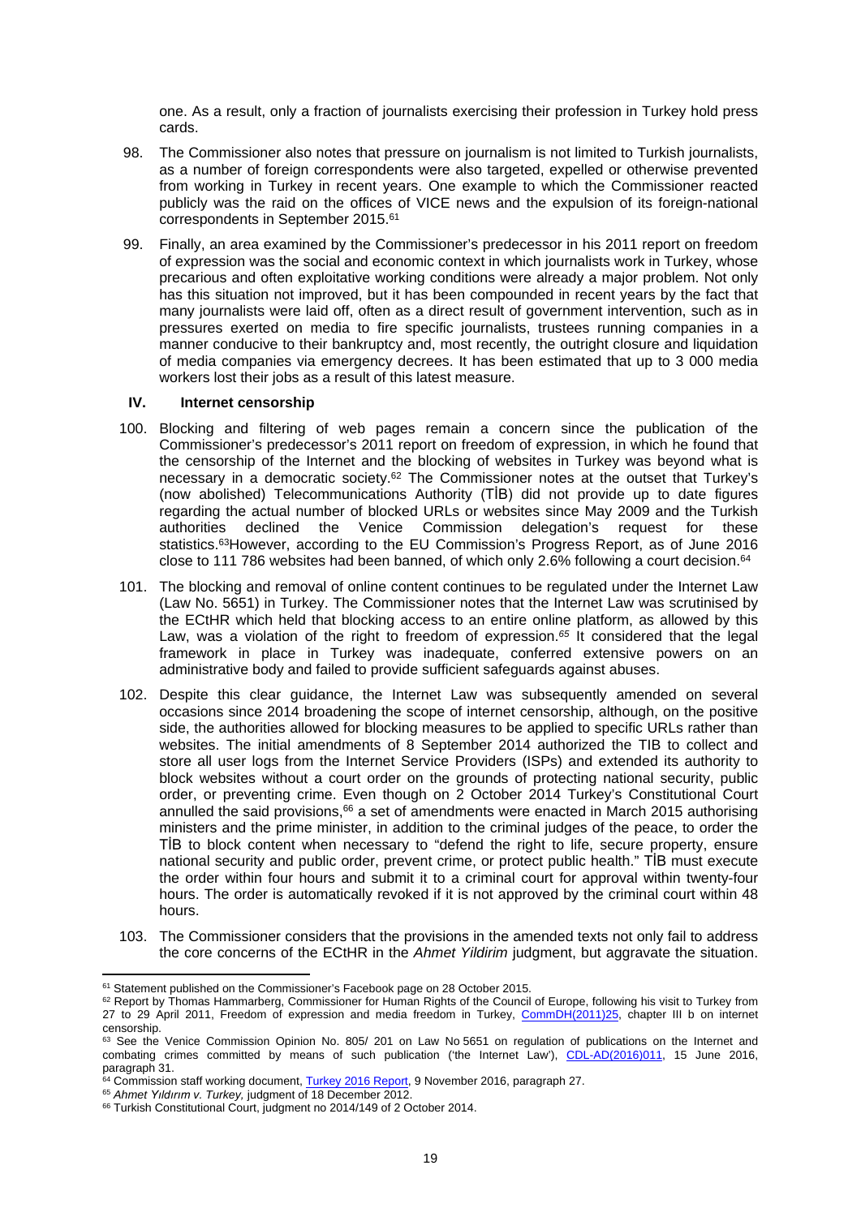one. As a result, only a fraction of journalists exercising their profession in Turkey hold press cards.

98. The Commissioner also notes that pressure on journalism is not limited to Turkish journalists, as a number of foreign correspondents were also targeted, expelled or otherwise prevented from working in Turkey in recent years. One example to which the Commissioner reacted publicly was the raid on the offices of VICE news and the expulsion of its foreign-national correspondents in September 2015.[61]

99. Finally, an area examined by the Commissioner's predecessor in his 2011 report on freedom of expression was the social and economic context in which journalists work in Turkey, whose precarious and often exploitative working conditions were already a major problem. Not only has this situation not improved, but it has been compounded in recent years by the fact that many journalists were laid off, often as a direct result of government intervention, such as in pressures exerted on media to fire specific journalists, trustees running companies in a manner conducive to their bankruptcy and, most recently, the outright closure and liquidation of media companies via emergency decrees. It has been estimated that up to 3 000 media workers lost their jobs as a result of this latest measure.

## IV. Internet censorship

100. Blocking and filtering of web pages remain a concern since the publication of the Commissioner's predecessor's 2011 report on freedom of expression, in which he found that the censorship of the Internet and the blocking of websites in Turkey was beyond what is necessary in a democratic society.[62] The Commissioner notes at the outset that Turkey's (now abolished) Telecommunications Authority (TİB) did not provide up to date figures regarding the actual number of blocked URLs or websites since May 2009 and the Turkish authorities declined the Venice Commission delegation's request for these statistics.[63] However, according to the EU Commission's Progress Report, as of June 2016 close to 111 786 websites had been banned, of which only 2.6% following a court decision.[64]

101. The blocking and removal of online content continues to be regulated under the Internet Law (Law No. 5651) in Turkey. The Commissioner notes that the Internet Law was scrutinised by the ECtHR which held that blocking access to an entire online platform, as allowed by this Law, was a violation of the right to freedom of expression.[65] It considered that the legal framework in place in Turkey was inadequate, conferred extensive powers on an administrative body and failed to provide sufficient safeguards against abuses.

102. Despite this clear guidance, the Internet Law was subsequently amended on several occasions since 2014 broadening the scope of internet censorship, although, on the positive side, the authorities allowed for blocking measures to be applied to specific URLs rather than websites. The initial amendments of 8 September 2014 authorized the TIB to collect and store all user logs from the Internet Service Providers (ISPs) and extended its authority to block websites without a court order on the grounds of protecting national security, public order, or preventing crime. Even though on 2 October 2014 Turkey's Constitutional Court annulled the said provisions,[66] a set of amendments were enacted in March 2015 authorising ministers and the prime minister, in addition to the criminal judges of the peace, to order the TİB to block content when necessary to "defend the right to life, secure property, ensure national security and public order, prevent crime, or protect public health." TİB must execute the order within four hours and submit it to a criminal court for approval within twenty-four hours. The order is automatically revoked if it is not approved by the criminal court within 48 hours.

103. The Commissioner considers that the provisions in the amended texts not only fail to address the core concerns of the ECtHR in the *Ahmet Yildirim* judgment, but aggravate the situation.

---

[61] Statement published on the Commissioner's Facebook page on 28 October 2015.

[62] Report by Thomas Hammarberg, Commissioner for Human Rights of the Council of Europe, following his visit to Turkey from 27 to 29 April 2011, Freedom of expression and media freedom in Turkey, CommDH(2011)25, chapter III b on internet censorship.

[63] See the Venice Commission Opinion No. 805/ 201 on Law No 5651 on regulation of publications on the Internet and combating crimes committed by means of such publication ('the Internet Law'), CDL-AD(2016)011, 15 June 2016, paragraph 31.

[64] Commission staff working document, Turkey 2016 Report, 9 November 2016, paragraph 27.

[65] *Ahmet Yıldırım v. Turkey,* judgment of 18 December 2012.

[66] Turkish Constitutional Court, judgment no 2014/149 of 2 October 2014.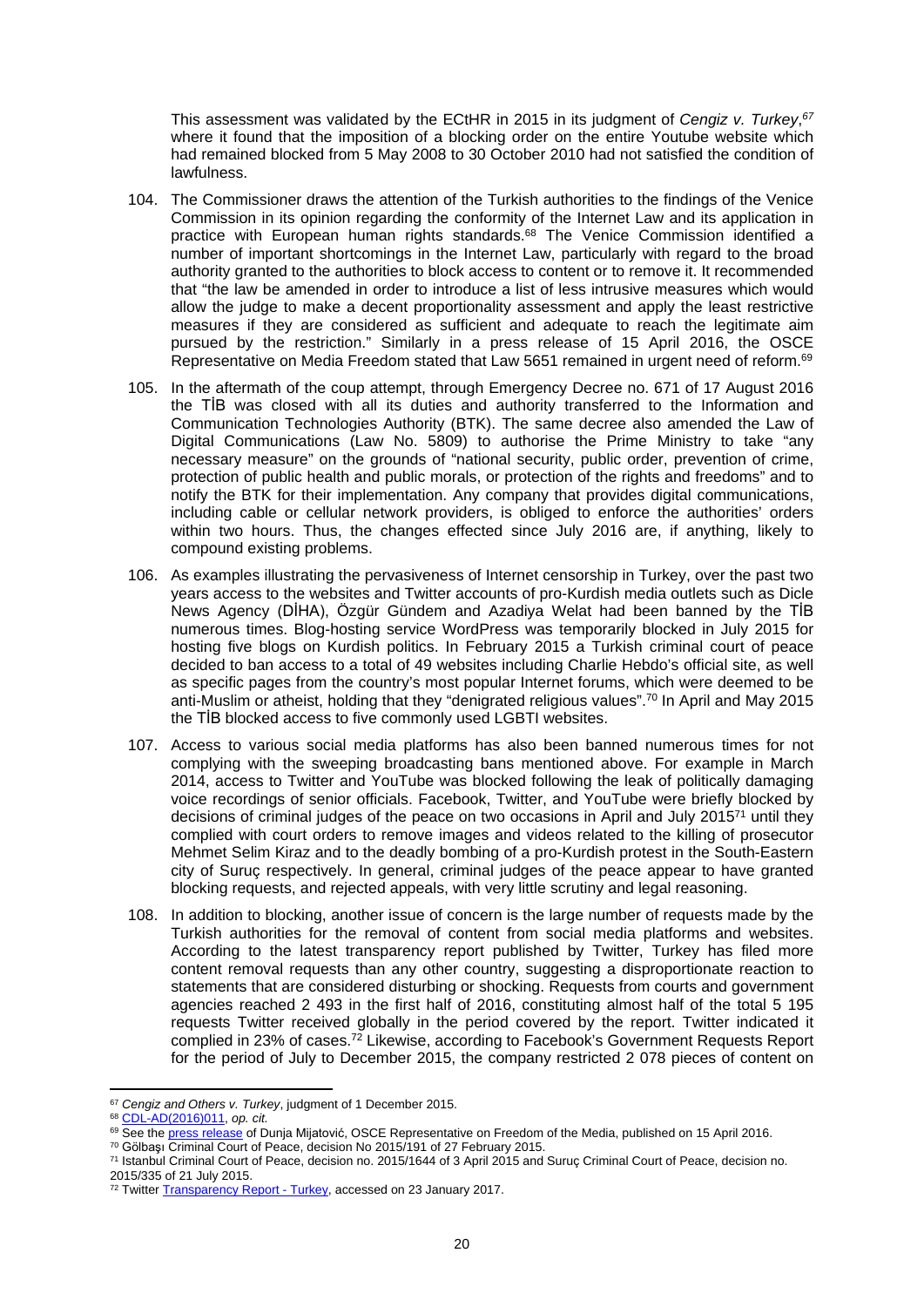This assessment was validated by the ECtHR in 2015 in its judgment of *Cengiz v. Turkey*,[67] where it found that the imposition of a blocking order on the entire Youtube website which had remained blocked from 5 May 2008 to 30 October 2010 had not satisfied the condition of lawfulness.

104. The Commissioner draws the attention of the Turkish authorities to the findings of the Venice Commission in its opinion regarding the conformity of the Internet Law and its application in practice with European human rights standards.[68] The Venice Commission identified a number of important shortcomings in the Internet Law, particularly with regard to the broad authority granted to the authorities to block access to content or to remove it. It recommended that "the law be amended in order to introduce a list of less intrusive measures which would allow the judge to make a decent proportionality assessment and apply the least restrictive measures if they are considered as sufficient and adequate to reach the legitimate aim pursued by the restriction." Similarly in a press release of 15 April 2016, the OSCE Representative on Media Freedom stated that Law 5651 remained in urgent need of reform.[69]

105. In the aftermath of the coup attempt, through Emergency Decree no. 671 of 17 August 2016 the TİB was closed with all its duties and authority transferred to the Information and Communication Technologies Authority (BTK). The same decree also amended the Law of Digital Communications (Law No. 5809) to authorise the Prime Ministry to take "any necessary measure" on the grounds of "national security, public order, prevention of crime, protection of public health and public morals, or protection of the rights and freedoms" and to notify the BTK for their implementation. Any company that provides digital communications, including cable or cellular network providers, is obliged to enforce the authorities' orders within two hours. Thus, the changes effected since July 2016 are, if anything, likely to compound existing problems.

106. As examples illustrating the pervasiveness of Internet censorship in Turkey, over the past two years access to the websites and Twitter accounts of pro-Kurdish media outlets such as Dicle News Agency (DİHA), Özgür Gündem and Azadiya Welat had been banned by the TİB numerous times. Blog-hosting service WordPress was temporarily blocked in July 2015 for hosting five blogs on Kurdish politics. In February 2015 a Turkish criminal court of peace decided to ban access to a total of 49 websites including Charlie Hebdo's official site, as well as specific pages from the country's most popular Internet forums, which were deemed to be anti-Muslim or atheist, holding that they "denigrated religious values".[70] In April and May 2015 the TİB blocked access to five commonly used LGBTI websites.

107. Access to various social media platforms has also been banned numerous times for not complying with the sweeping broadcasting bans mentioned above. For example in March 2014, access to Twitter and YouTube was blocked following the leak of politically damaging voice recordings of senior officials. Facebook, Twitter, and YouTube were briefly blocked by decisions of criminal judges of the peace on two occasions in April and July 2015[71] until they complied with court orders to remove images and videos related to the killing of prosecutor Mehmet Selim Kiraz and to the deadly bombing of a pro-Kurdish protest in the South-Eastern city of Suruç respectively. In general, criminal judges of the peace appear to have granted blocking requests, and rejected appeals, with very little scrutiny and legal reasoning.

108. In addition to blocking, another issue of concern is the large number of requests made by the Turkish authorities for the removal of content from social media platforms and websites. According to the latest transparency report published by Twitter, Turkey has filed more content removal requests than any other country, suggesting a disproportionate reaction to statements that are considered disturbing or shocking. Requests from courts and government agencies reached 2 493 in the first half of 2016, constituting almost half of the total 5 195 requests Twitter received globally in the period covered by the report. Twitter indicated it complied in 23% of cases.[72] Likewise, according to Facebook's Government Requests Report for the period of July to December 2015, the company restricted 2 078 pieces of content on

---

[67] *Cengiz and Others v. Turkey*, judgment of 1 December 2015.

[68] CDL-AD(2016)011, *op. cit.*

[69] See the press release of Dunja Mijatović, OSCE Representative on Freedom of the Media, published on 15 April 2016.

[70] Gölbaşı Criminal Court of Peace, decision No 2015/191 of 27 February 2015.

[71] Istanbul Criminal Court of Peace, decision no. 2015/1644 of 3 April 2015 and Suruç Criminal Court of Peace, decision no. 2015/335 of 21 July 2015.

[72] Twitter Transparency Report - Turkey, accessed on 23 January 2017.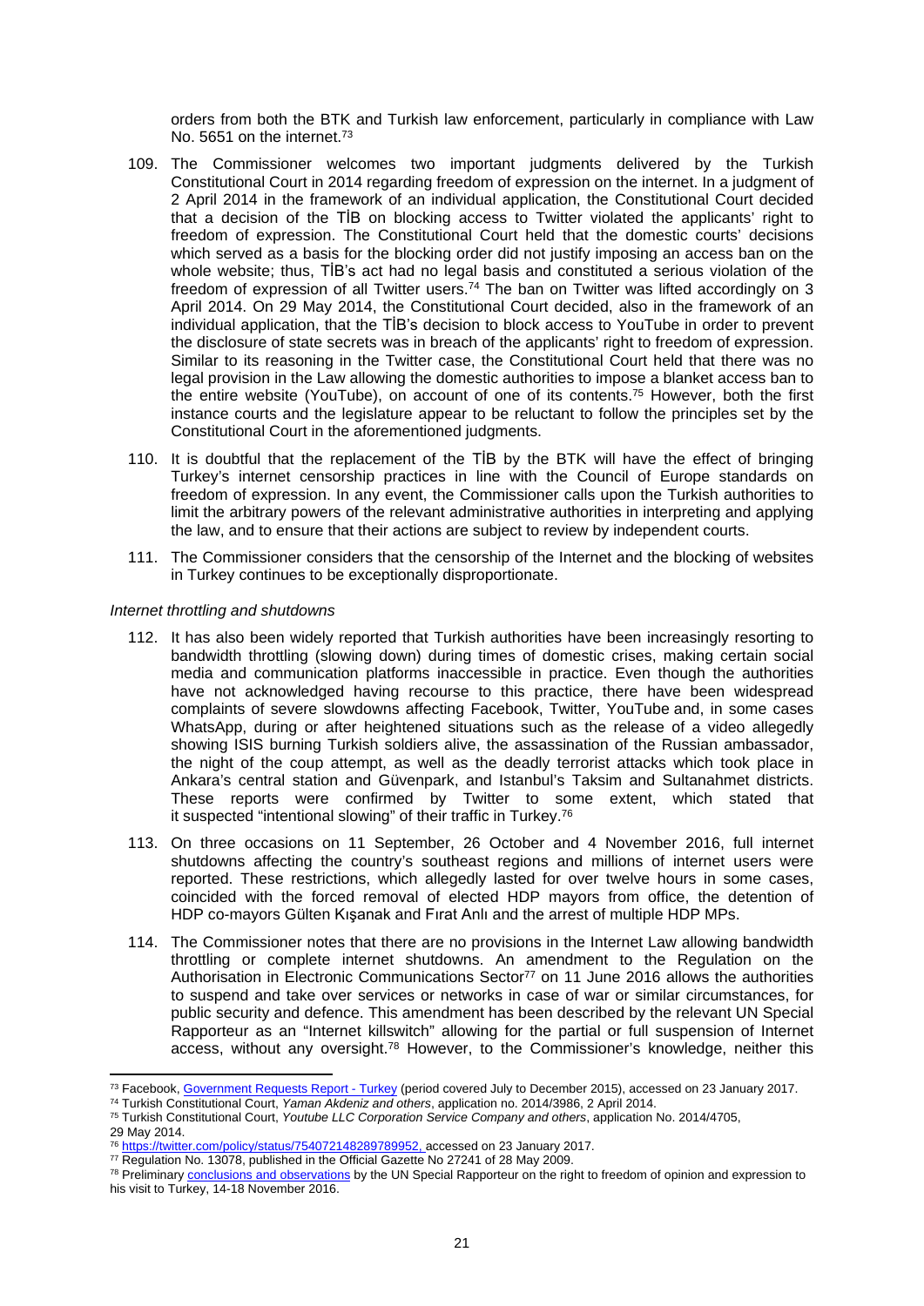orders from both the BTK and Turkish law enforcement, particularly in compliance with Law No. 5651 on the internet.[73]

109. The Commissioner welcomes two important judgments delivered by the Turkish Constitutional Court in 2014 regarding freedom of expression on the internet. In a judgment of 2 April 2014 in the framework of an individual application, the Constitutional Court decided that a decision of the TİB on blocking access to Twitter violated the applicants' right to freedom of expression. The Constitutional Court held that the domestic courts' decisions which served as a basis for the blocking order did not justify imposing an access ban on the whole website; thus, TİB's act had no legal basis and constituted a serious violation of the freedom of expression of all Twitter users.[74] The ban on Twitter was lifted accordingly on 3 April 2014. On 29 May 2014, the Constitutional Court decided, also in the framework of an individual application, that the TİB's decision to block access to YouTube in order to prevent the disclosure of state secrets was in breach of the applicants' right to freedom of expression. Similar to its reasoning in the Twitter case, the Constitutional Court held that there was no legal provision in the Law allowing the domestic authorities to impose a blanket access ban to the entire website (YouTube), on account of one of its contents.[75] However, both the first instance courts and the legislature appear to be reluctant to follow the principles set by the Constitutional Court in the aforementioned judgments.

110. It is doubtful that the replacement of the TİB by the BTK will have the effect of bringing Turkey's internet censorship practices in line with the Council of Europe standards on freedom of expression. In any event, the Commissioner calls upon the Turkish authorities to limit the arbitrary powers of the relevant administrative authorities in interpreting and applying the law, and to ensure that their actions are subject to review by independent courts.

111. The Commissioner considers that the censorship of the Internet and the blocking of websites in Turkey continues to be exceptionally disproportionate.

*Internet throttling and shutdowns*

112. It has also been widely reported that Turkish authorities have been increasingly resorting to bandwidth throttling (slowing down) during times of domestic crises, making certain social media and communication platforms inaccessible in practice. Even though the authorities have not acknowledged having recourse to this practice, there have been widespread complaints of severe slowdowns affecting Facebook, Twitter, YouTube and, in some cases WhatsApp, during or after heightened situations such as the release of a video allegedly showing ISIS burning Turkish soldiers alive, the assassination of the Russian ambassador, the night of the coup attempt, as well as the deadly terrorist attacks which took place in Ankara's central station and Güvenpark, and Istanbul's Taksim and Sultanahmet districts. These reports were confirmed by Twitter to some extent, which stated that it suspected "intentional slowing" of their traffic in Turkey.[76]

113. On three occasions on 11 September, 26 October and 4 November 2016, full internet shutdowns affecting the country's southeast regions and millions of internet users were reported. These restrictions, which allegedly lasted for over twelve hours in some cases, coincided with the forced removal of elected HDP mayors from office, the detention of HDP co-mayors Gülten Kışanak and Fırat Anlı and the arrest of multiple HDP MPs.

114. The Commissioner notes that there are no provisions in the Internet Law allowing bandwidth throttling or complete internet shutdowns. An amendment to the Regulation on the Authorisation in Electronic Communications Sector[77] on 11 June 2016 allows the authorities to suspend and take over services or networks in case of war or similar circumstances, for public security and defence. This amendment has been described by the relevant UN Special Rapporteur as an "Internet killswitch" allowing for the partial or full suspension of Internet access, without any oversight.[78] However, to the Commissioner's knowledge, neither this

---

[73] Facebook, Government Requests Report - Turkey (period covered July to December 2015), accessed on 23 January 2017.

[74] Turkish Constitutional Court, *Yaman Akdeniz and others*, application no. 2014/3986, 2 April 2014.

[75] Turkish Constitutional Court, *Youtube LLC Corporation Service Company and others*, application No. 2014/4705, 29 May 2014.

[76] https://twitter.com/policy/status/754072148289789952, accessed on 23 January 2017.

[77] Regulation No. 13078, published in the Official Gazette No 27241 of 28 May 2009.

[78] Preliminary conclusions and observations by the UN Special Rapporteur on the right to freedom of opinion and expression to his visit to Turkey, 14-18 November 2016.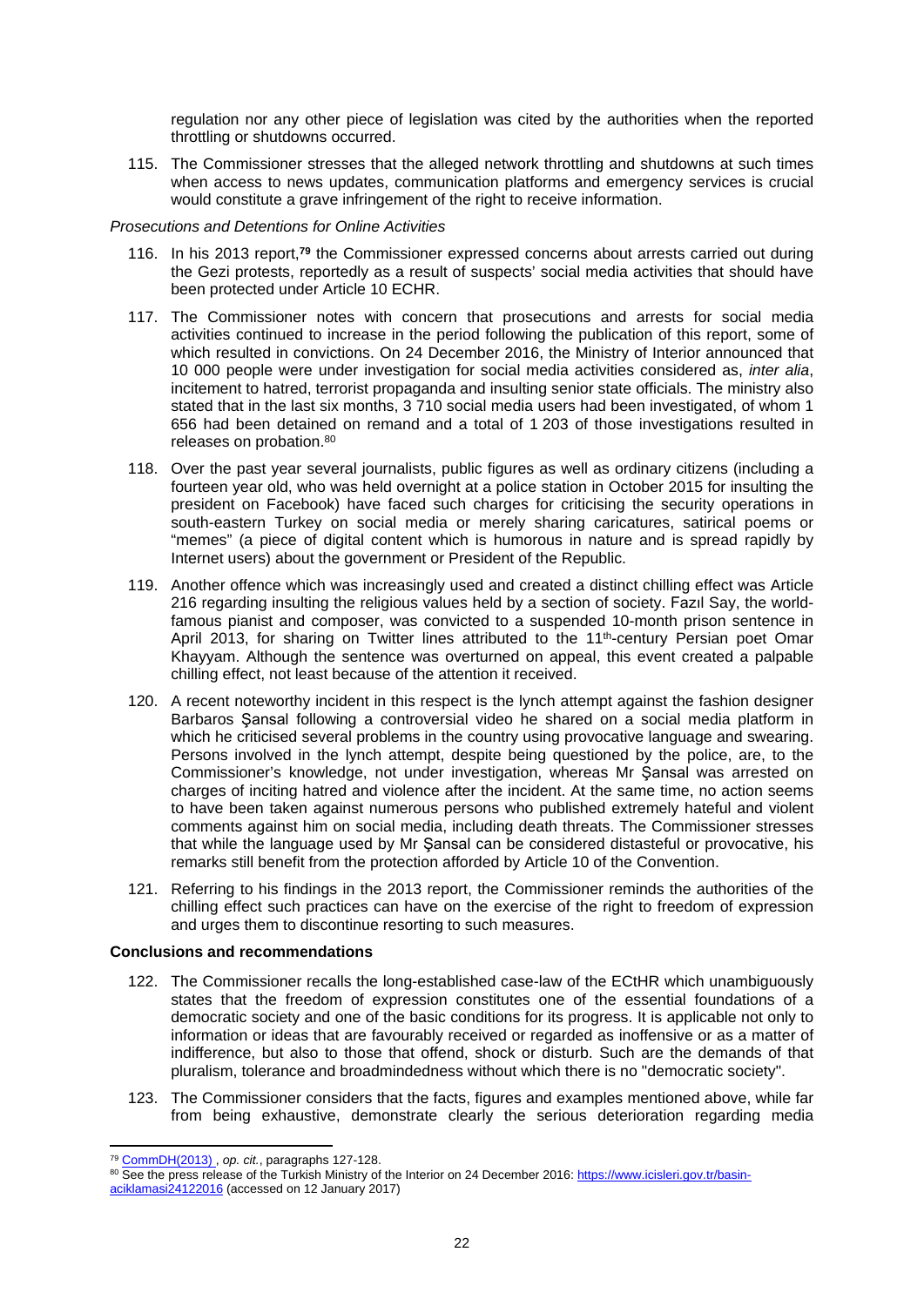regulation nor any other piece of legislation was cited by the authorities when the reported throttling or shutdowns occurred.

115. The Commissioner stresses that the alleged network throttling and shutdowns at such times when access to news updates, communication platforms and emergency services is crucial would constitute a grave infringement of the right to receive information.

*Prosecutions and Detentions for Online Activities*

116. In his 2013 report,[79] the Commissioner expressed concerns about arrests carried out during the Gezi protests, reportedly as a result of suspects' social media activities that should have been protected under Article 10 ECHR.

117. The Commissioner notes with concern that prosecutions and arrests for social media activities continued to increase in the period following the publication of this report, some of which resulted in convictions. On 24 December 2016, the Ministry of Interior announced that 10 000 people were under investigation for social media activities considered as, *inter alia*, incitement to hatred, terrorist propaganda and insulting senior state officials. The ministry also stated that in the last six months, 3 710 social media users had been investigated, of whom 1 656 had been detained on remand and a total of 1 203 of those investigations resulted in releases on probation.[80]

118. Over the past year several journalists, public figures as well as ordinary citizens (including a fourteen year old, who was held overnight at a police station in October 2015 for insulting the president on Facebook) have faced such charges for criticising the security operations in south-eastern Turkey on social media or merely sharing caricatures, satirical poems or "memes" (a piece of digital content which is humorous in nature and is spread rapidly by Internet users) about the government or President of the Republic.

119. Another offence which was increasingly used and created a distinct chilling effect was Article 216 regarding insulting the religious values held by a section of society. Fazıl Say, the world-famous pianist and composer, was convicted to a suspended 10-month prison sentence in April 2013, for sharing on Twitter lines attributed to the 11th-century Persian poet Omar Khayyam. Although the sentence was overturned on appeal, this event created a palpable chilling effect, not least because of the attention it received.

120. A recent noteworthy incident in this respect is the lynch attempt against the fashion designer Barbaros Şansal following a controversial video he shared on a social media platform in which he criticised several problems in the country using provocative language and swearing. Persons involved in the lynch attempt, despite being questioned by the police, are, to the Commissioner's knowledge, not under investigation, whereas Mr Şansal was arrested on charges of inciting hatred and violence after the incident. At the same time, no action seems to have been taken against numerous persons who published extremely hateful and violent comments against him on social media, including death threats. The Commissioner stresses that while the language used by Mr Şansal can be considered distasteful or provocative, his remarks still benefit from the protection afforded by Article 10 of the Convention.

121. Referring to his findings in the 2013 report, the Commissioner reminds the authorities of the chilling effect such practices can have on the exercise of the right to freedom of expression and urges them to discontinue resorting to such measures.

**Conclusions and recommendations**

122. The Commissioner recalls the long-established case-law of the ECtHR which unambiguously states that the freedom of expression constitutes one of the essential foundations of a democratic society and one of the basic conditions for its progress. It is applicable not only to information or ideas that are favourably received or regarded as inoffensive or as a matter of indifference, but also to those that offend, shock or disturb. Such are the demands of that pluralism, tolerance and broadmindedness without which there is no "democratic society".

123. The Commissioner considers that the facts, figures and examples mentioned above, while far from being exhaustive, demonstrate clearly the serious deterioration regarding media

[79] CommDH(2013) , *op. cit.*, paragraphs 127-128.

[80] See the press release of the Turkish Ministry of the Interior on 24 December 2016: https://www.icisleri.gov.tr/basin-aciklamasi24122016 (accessed on 12 January 2017)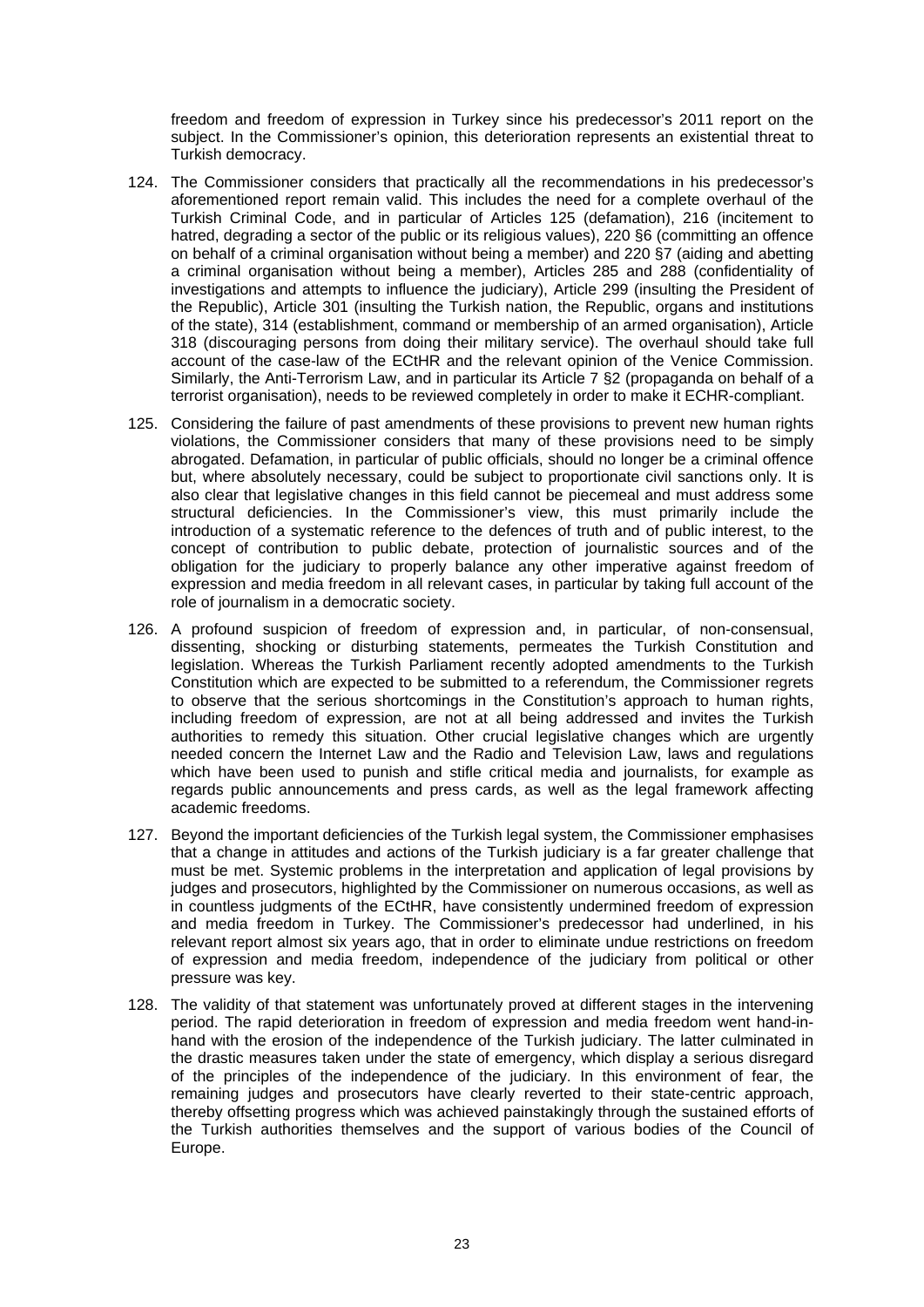freedom and freedom of expression in Turkey since his predecessor's 2011 report on the subject. In the Commissioner's opinion, this deterioration represents an existential threat to Turkish democracy.

124. The Commissioner considers that practically all the recommendations in his predecessor's aforementioned report remain valid. This includes the need for a complete overhaul of the Turkish Criminal Code, and in particular of Articles 125 (defamation), 216 (incitement to hatred, degrading a sector of the public or its religious values), 220 §6 (committing an offence on behalf of a criminal organisation without being a member) and 220 §7 (aiding and abetting a criminal organisation without being a member), Articles 285 and 288 (confidentiality of investigations and attempts to influence the judiciary), Article 299 (insulting the President of the Republic), Article 301 (insulting the Turkish nation, the Republic, organs and institutions of the state), 314 (establishment, command or membership of an armed organisation), Article 318 (discouraging persons from doing their military service). The overhaul should take full account of the case-law of the ECtHR and the relevant opinion of the Venice Commission. Similarly, the Anti-Terrorism Law, and in particular its Article 7 §2 (propaganda on behalf of a terrorist organisation), needs to be reviewed completely in order to make it ECHR-compliant.

125. Considering the failure of past amendments of these provisions to prevent new human rights violations, the Commissioner considers that many of these provisions need to be simply abrogated. Defamation, in particular of public officials, should no longer be a criminal offence but, where absolutely necessary, could be subject to proportionate civil sanctions only. It is also clear that legislative changes in this field cannot be piecemeal and must address some structural deficiencies. In the Commissioner's view, this must primarily include the introduction of a systematic reference to the defences of truth and of public interest, to the concept of contribution to public debate, protection of journalistic sources and of the obligation for the judiciary to properly balance any other imperative against freedom of expression and media freedom in all relevant cases, in particular by taking full account of the role of journalism in a democratic society.

126. A profound suspicion of freedom of expression and, in particular, of non-consensual, dissenting, shocking or disturbing statements, permeates the Turkish Constitution and legislation. Whereas the Turkish Parliament recently adopted amendments to the Turkish Constitution which are expected to be submitted to a referendum, the Commissioner regrets to observe that the serious shortcomings in the Constitution's approach to human rights, including freedom of expression, are not at all being addressed and invites the Turkish authorities to remedy this situation. Other crucial legislative changes which are urgently needed concern the Internet Law and the Radio and Television Law, laws and regulations which have been used to punish and stifle critical media and journalists, for example as regards public announcements and press cards, as well as the legal framework affecting academic freedoms.

127. Beyond the important deficiencies of the Turkish legal system, the Commissioner emphasises that a change in attitudes and actions of the Turkish judiciary is a far greater challenge that must be met. Systemic problems in the interpretation and application of legal provisions by judges and prosecutors, highlighted by the Commissioner on numerous occasions, as well as in countless judgments of the ECtHR, have consistently undermined freedom of expression and media freedom in Turkey. The Commissioner's predecessor had underlined, in his relevant report almost six years ago, that in order to eliminate undue restrictions on freedom of expression and media freedom, independence of the judiciary from political or other pressure was key.

128. The validity of that statement was unfortunately proved at different stages in the intervening period. The rapid deterioration in freedom of expression and media freedom went hand-in-hand with the erosion of the independence of the Turkish judiciary. The latter culminated in the drastic measures taken under the state of emergency, which display a serious disregard of the principles of the independence of the judiciary. In this environment of fear, the remaining judges and prosecutors have clearly reverted to their state-centric approach, thereby offsetting progress which was achieved painstakingly through the sustained efforts of the Turkish authorities themselves and the support of various bodies of the Council of Europe.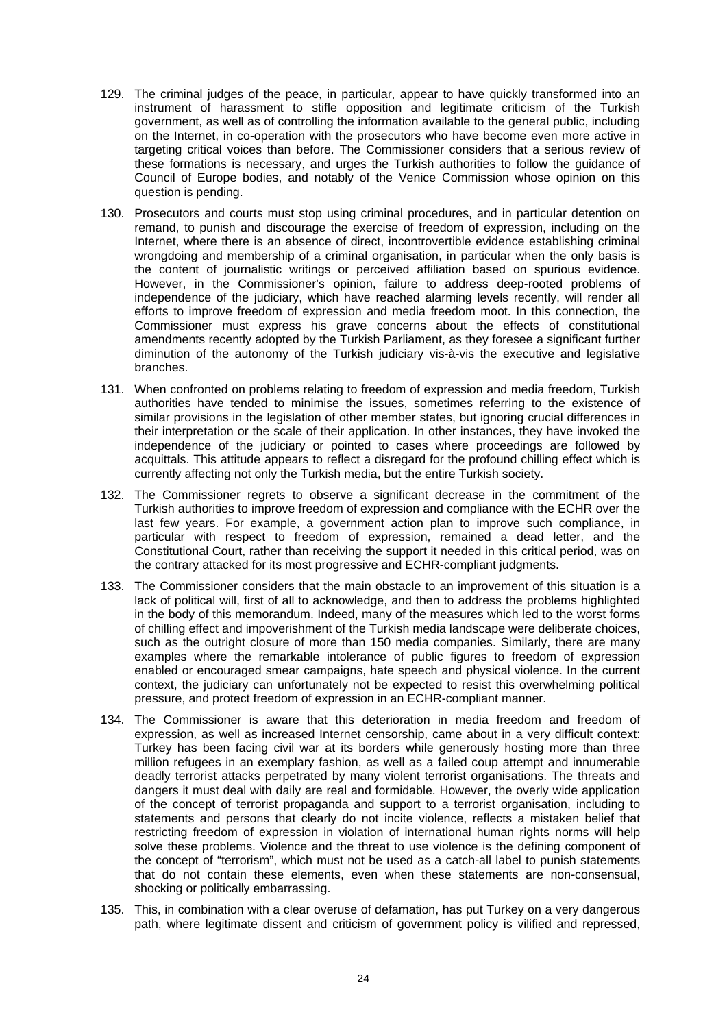129. The criminal judges of the peace, in particular, appear to have quickly transformed into an instrument of harassment to stifle opposition and legitimate criticism of the Turkish government, as well as of controlling the information available to the general public, including on the Internet, in co-operation with the prosecutors who have become even more active in targeting critical voices than before. The Commissioner considers that a serious review of these formations is necessary, and urges the Turkish authorities to follow the guidance of Council of Europe bodies, and notably of the Venice Commission whose opinion on this question is pending.

130. Prosecutors and courts must stop using criminal procedures, and in particular detention on remand, to punish and discourage the exercise of freedom of expression, including on the Internet, where there is an absence of direct, incontrovertible evidence establishing criminal wrongdoing and membership of a criminal organisation, in particular when the only basis is the content of journalistic writings or perceived affiliation based on spurious evidence. However, in the Commissioner's opinion, failure to address deep-rooted problems of independence of the judiciary, which have reached alarming levels recently, will render all efforts to improve freedom of expression and media freedom moot. In this connection, the Commissioner must express his grave concerns about the effects of constitutional amendments recently adopted by the Turkish Parliament, as they foresee a significant further diminution of the autonomy of the Turkish judiciary vis-à-vis the executive and legislative branches.

131. When confronted on problems relating to freedom of expression and media freedom, Turkish authorities have tended to minimise the issues, sometimes referring to the existence of similar provisions in the legislation of other member states, but ignoring crucial differences in their interpretation or the scale of their application. In other instances, they have invoked the independence of the judiciary or pointed to cases where proceedings are followed by acquittals. This attitude appears to reflect a disregard for the profound chilling effect which is currently affecting not only the Turkish media, but the entire Turkish society.

132. The Commissioner regrets to observe a significant decrease in the commitment of the Turkish authorities to improve freedom of expression and compliance with the ECHR over the last few years. For example, a government action plan to improve such compliance, in particular with respect to freedom of expression, remained a dead letter, and the Constitutional Court, rather than receiving the support it needed in this critical period, was on the contrary attacked for its most progressive and ECHR-compliant judgments.

133. The Commissioner considers that the main obstacle to an improvement of this situation is a lack of political will, first of all to acknowledge, and then to address the problems highlighted in the body of this memorandum. Indeed, many of the measures which led to the worst forms of chilling effect and impoverishment of the Turkish media landscape were deliberate choices, such as the outright closure of more than 150 media companies. Similarly, there are many examples where the remarkable intolerance of public figures to freedom of expression enabled or encouraged smear campaigns, hate speech and physical violence. In the current context, the judiciary can unfortunately not be expected to resist this overwhelming political pressure, and protect freedom of expression in an ECHR-compliant manner.

134. The Commissioner is aware that this deterioration in media freedom and freedom of expression, as well as increased Internet censorship, came about in a very difficult context: Turkey has been facing civil war at its borders while generously hosting more than three million refugees in an exemplary fashion, as well as a failed coup attempt and innumerable deadly terrorist attacks perpetrated by many violent terrorist organisations. The threats and dangers it must deal with daily are real and formidable. However, the overly wide application of the concept of terrorist propaganda and support to a terrorist organisation, including to statements and persons that clearly do not incite violence, reflects a mistaken belief that restricting freedom of expression in violation of international human rights norms will help solve these problems. Violence and the threat to use violence is the defining component of the concept of "terrorism", which must not be used as a catch-all label to punish statements that do not contain these elements, even when these statements are non-consensual, shocking or politically embarrassing.

135. This, in combination with a clear overuse of defamation, has put Turkey on a very dangerous path, where legitimate dissent and criticism of government policy is vilified and repressed,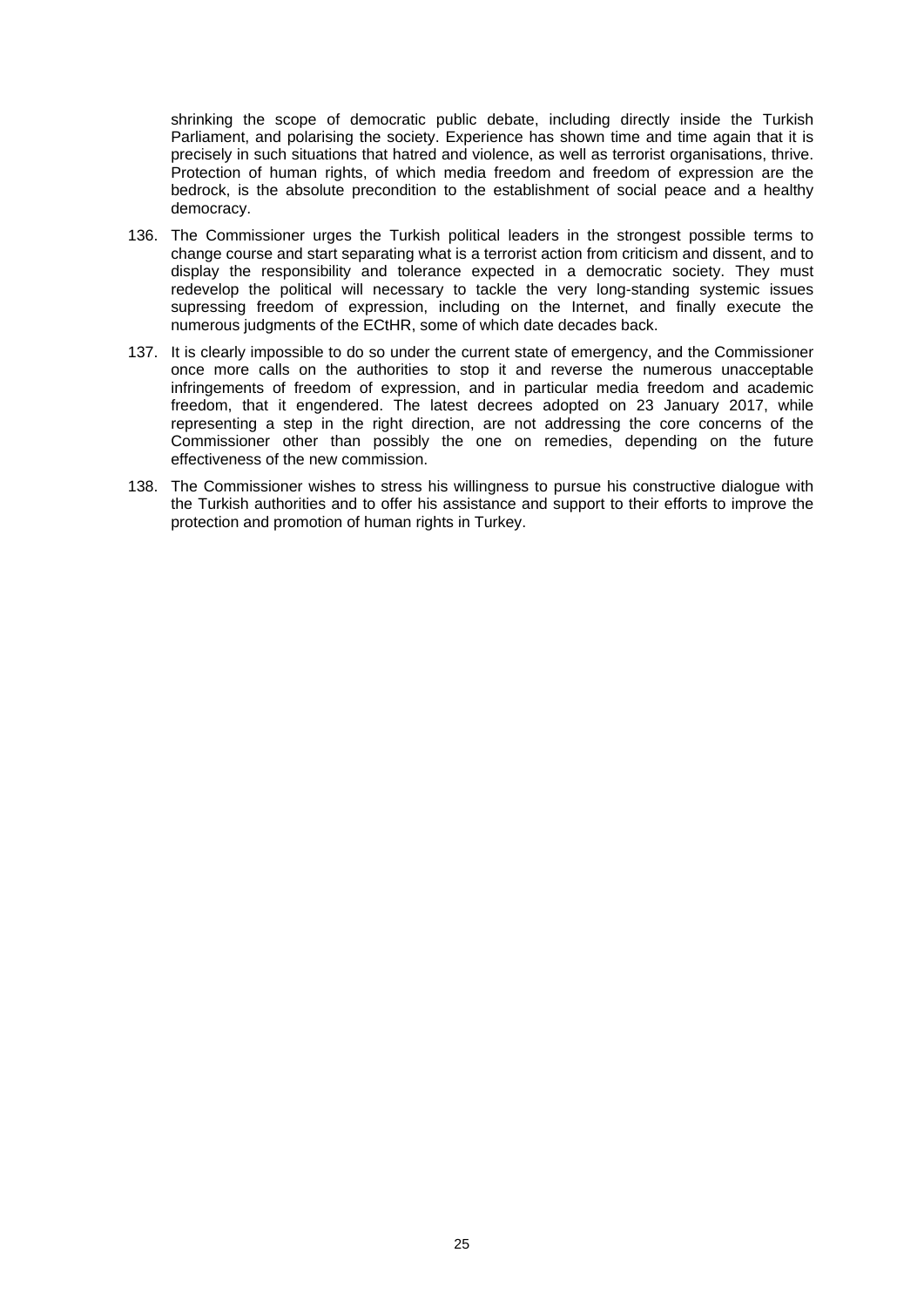shrinking the scope of democratic public debate, including directly inside the Turkish Parliament, and polarising the society. Experience has shown time and time again that it is precisely in such situations that hatred and violence, as well as terrorist organisations, thrive. Protection of human rights, of which media freedom and freedom of expression are the bedrock, is the absolute precondition to the establishment of social peace and a healthy democracy.

136. The Commissioner urges the Turkish political leaders in the strongest possible terms to change course and start separating what is a terrorist action from criticism and dissent, and to display the responsibility and tolerance expected in a democratic society. They must redevelop the political will necessary to tackle the very long-standing systemic issues supressing freedom of expression, including on the Internet, and finally execute the numerous judgments of the ECtHR, some of which date decades back.

137. It is clearly impossible to do so under the current state of emergency, and the Commissioner once more calls on the authorities to stop it and reverse the numerous unacceptable infringements of freedom of expression, and in particular media freedom and academic freedom, that it engendered. The latest decrees adopted on 23 January 2017, while representing a step in the right direction, are not addressing the core concerns of the Commissioner other than possibly the one on remedies, depending on the future effectiveness of the new commission.

138. The Commissioner wishes to stress his willingness to pursue his constructive dialogue with the Turkish authorities and to offer his assistance and support to their efforts to improve the protection and promotion of human rights in Turkey.